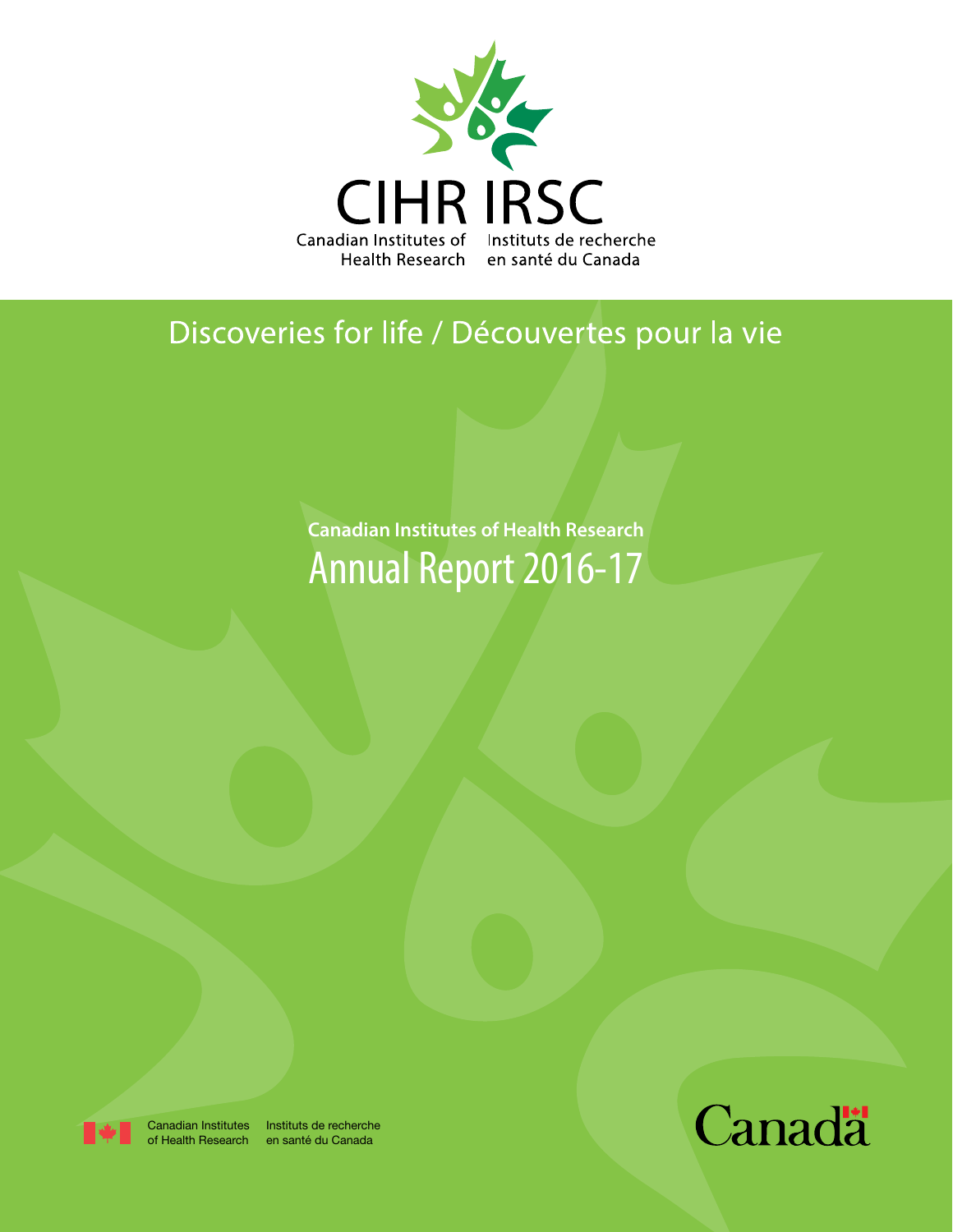CIHR IRSC

Canadian Institutes of Health Research

Instituts de recherche en santé du Canada

Discoveries for life / Découvertes pour la vie

**Canadian Institutes of Health Research**

# Annual Report 2016-17

Canadian Institutes of Health Research

Instituts de recherche en santé du Canada

Canada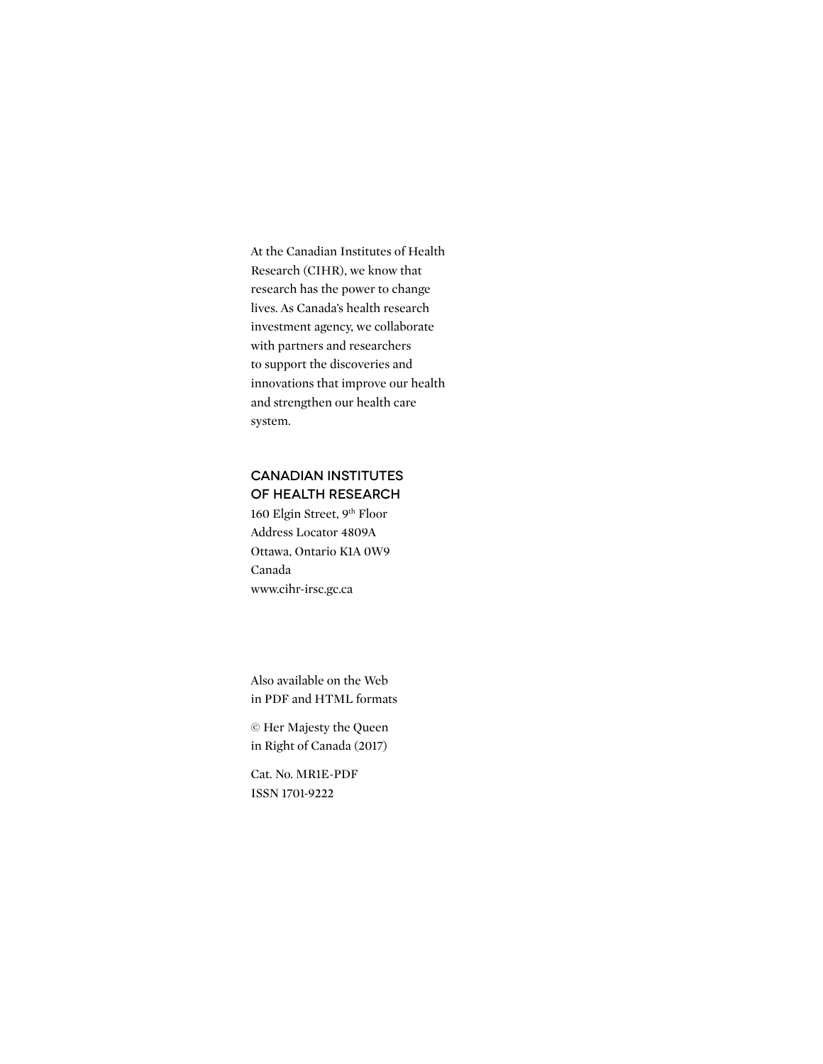At the Canadian Institutes of Health Research (CIHR), we know that research has the power to change lives. As Canada's health research investment agency, we collaborate with partners and researchers to support the discoveries and innovations that improve our health and strengthen our health care system.

**CANADIAN INSTITUTES OF HEALTH RESEARCH**

160 Elgin Street, 9th Floor
Address Locator 4809A
Ottawa, Ontario K1A 0W9
Canada
www.cihr-irsc.gc.ca

Also available on the Web in PDF and HTML formats

© Her Majesty the Queen in Right of Canada (2017)

Cat. No. MR1E-PDF
ISSN 1701-9222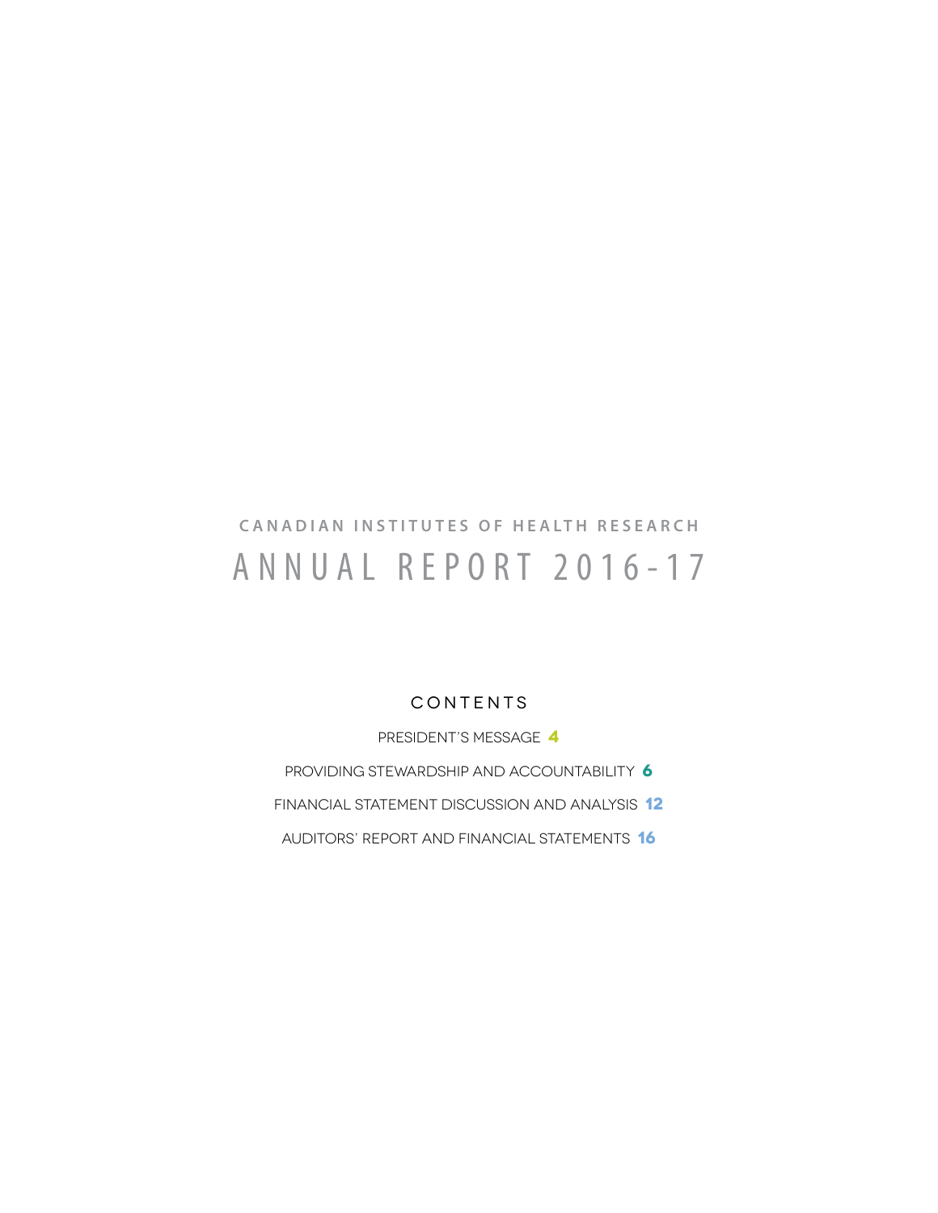CANADIAN INSTITUTES OF HEALTH RESEARCH

# ANNUAL REPORT 2016-17

## CONTENTS

PRESIDENT'S MESSAGE **4**

PROVIDING STEWARDSHIP AND ACCOUNTABILITY **6**

FINANCIAL STATEMENT DISCUSSION AND ANALYSIS **12**

AUDITORS' REPORT AND FINANCIAL STATEMENTS **16**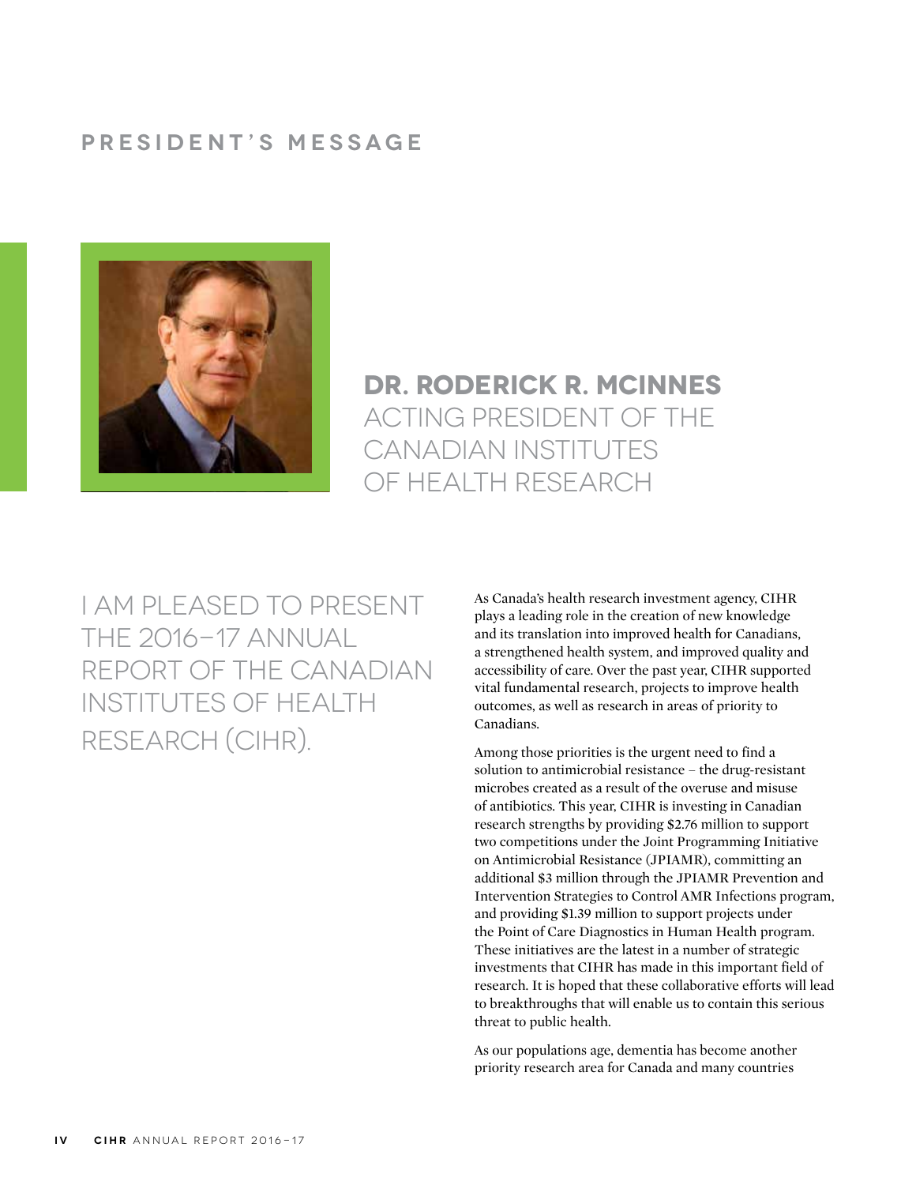# PRESIDENT'S MESSAGE

**DR. RODERICK R. MCINNES**
ACTING PRESIDENT OF THE CANADIAN INSTITUTES OF HEALTH RESEARCH

## I AM PLEASED TO PRESENT THE 2016–17 ANNUAL REPORT OF THE CANADIAN INSTITUTES OF HEALTH RESEARCH (CIHR).

As Canada's health research investment agency, CIHR plays a leading role in the creation of new knowledge and its translation into improved health for Canadians, a strengthened health system, and improved quality and accessibility of care. Over the past year, CIHR supported vital fundamental research, projects to improve health outcomes, as well as research in areas of priority to Canadians.

Among those priorities is the urgent need to find a solution to antimicrobial resistance – the drug-resistant microbes created as a result of the overuse and misuse of antibiotics. This year, CIHR is investing in Canadian research strengths by providing $2.76 million to support two competitions under the Joint Programming Initiative on Antimicrobial Resistance (JPIAMR), committing an additional $3 million through the JPIAMR Prevention and Intervention Strategies to Control AMR Infections program, and providing $1.39 million to support projects under the Point of Care Diagnostics in Human Health program. These initiatives are the latest in a number of strategic investments that CIHR has made in this important field of research. It is hoped that these collaborative efforts will lead to breakthroughs that will enable us to contain this serious threat to public health.

As our populations age, dementia has become another priority research area for Canada and many countries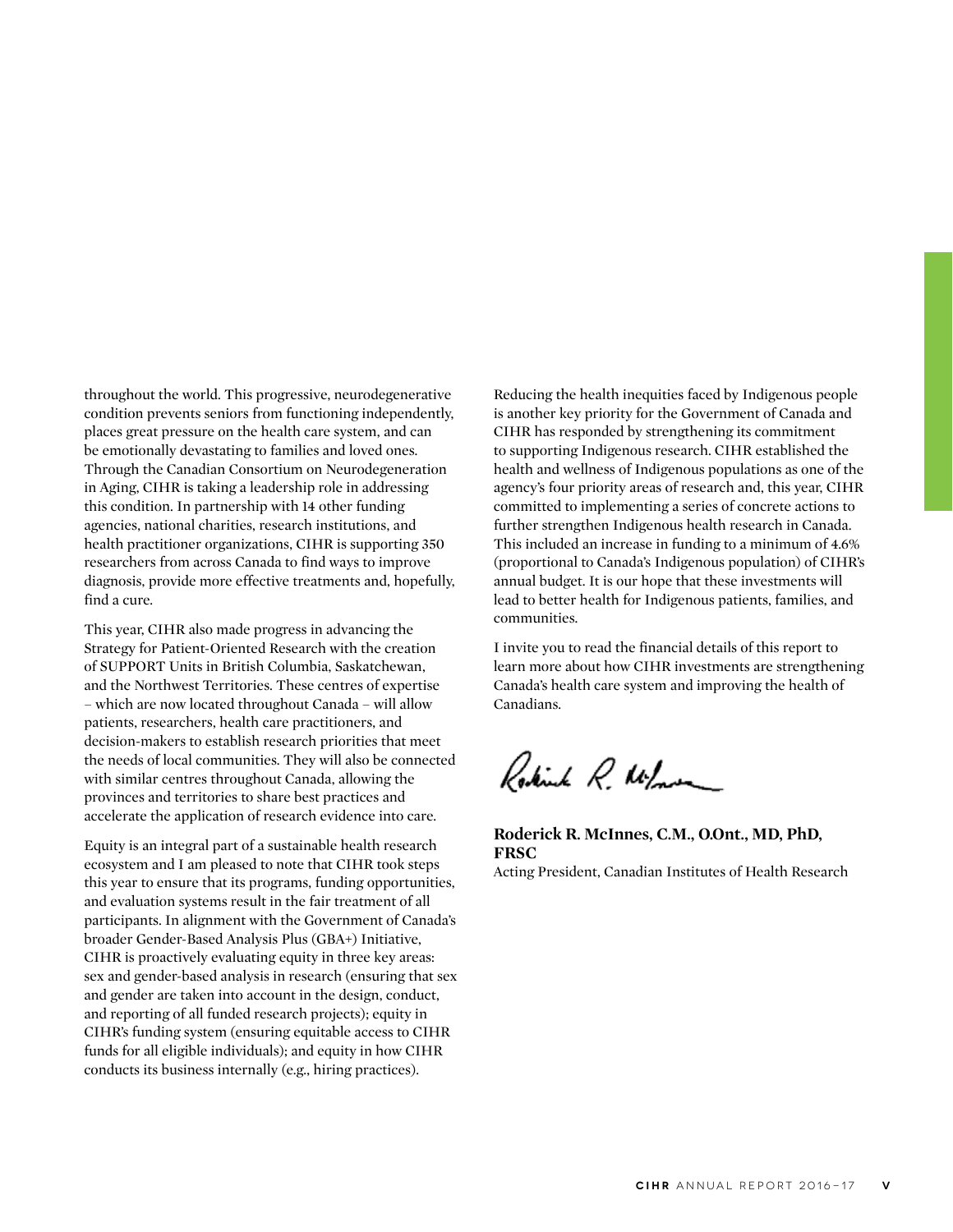throughout the world. This progressive, neurodegenerative condition prevents seniors from functioning independently, places great pressure on the health care system, and can be emotionally devastating to families and loved ones. Through the Canadian Consortium on Neurodegeneration in Aging, CIHR is taking a leadership role in addressing this condition. In partnership with 14 other funding agencies, national charities, research institutions, and health practitioner organizations, CIHR is supporting 350 researchers from across Canada to find ways to improve diagnosis, provide more effective treatments and, hopefully, find a cure.

This year, CIHR also made progress in advancing the Strategy for Patient-Oriented Research with the creation of SUPPORT Units in British Columbia, Saskatchewan, and the Northwest Territories. These centres of expertise – which are now located throughout Canada – will allow patients, researchers, health care practitioners, and decision-makers to establish research priorities that meet the needs of local communities. They will also be connected with similar centres throughout Canada, allowing the provinces and territories to share best practices and accelerate the application of research evidence into care.

Equity is an integral part of a sustainable health research ecosystem and I am pleased to note that CIHR took steps this year to ensure that its programs, funding opportunities, and evaluation systems result in the fair treatment of all participants. In alignment with the Government of Canada's broader Gender-Based Analysis Plus (GBA+) Initiative, CIHR is proactively evaluating equity in three key areas: sex and gender-based analysis in research (ensuring that sex and gender are taken into account in the design, conduct, and reporting of all funded research projects); equity in CIHR's funding system (ensuring equitable access to CIHR funds for all eligible individuals); and equity in how CIHR conducts its business internally (e.g., hiring practices).

Reducing the health inequities faced by Indigenous people is another key priority for the Government of Canada and CIHR has responded by strengthening its commitment to supporting Indigenous research. CIHR established the health and wellness of Indigenous populations as one of the agency's four priority areas of research and, this year, CIHR committed to implementing a series of concrete actions to further strengthen Indigenous health research in Canada. This included an increase in funding to a minimum of 4.6% (proportional to Canada's Indigenous population) of CIHR's annual budget. It is our hope that these investments will lead to better health for Indigenous patients, families, and communities.

I invite you to read the financial details of this report to learn more about how CIHR investments are strengthening Canada's health care system and improving the health of Canadians.

**Roderick R. McInnes, C.M., O.Ont., MD, PhD, FRSC**
Acting President, Canadian Institutes of Health Research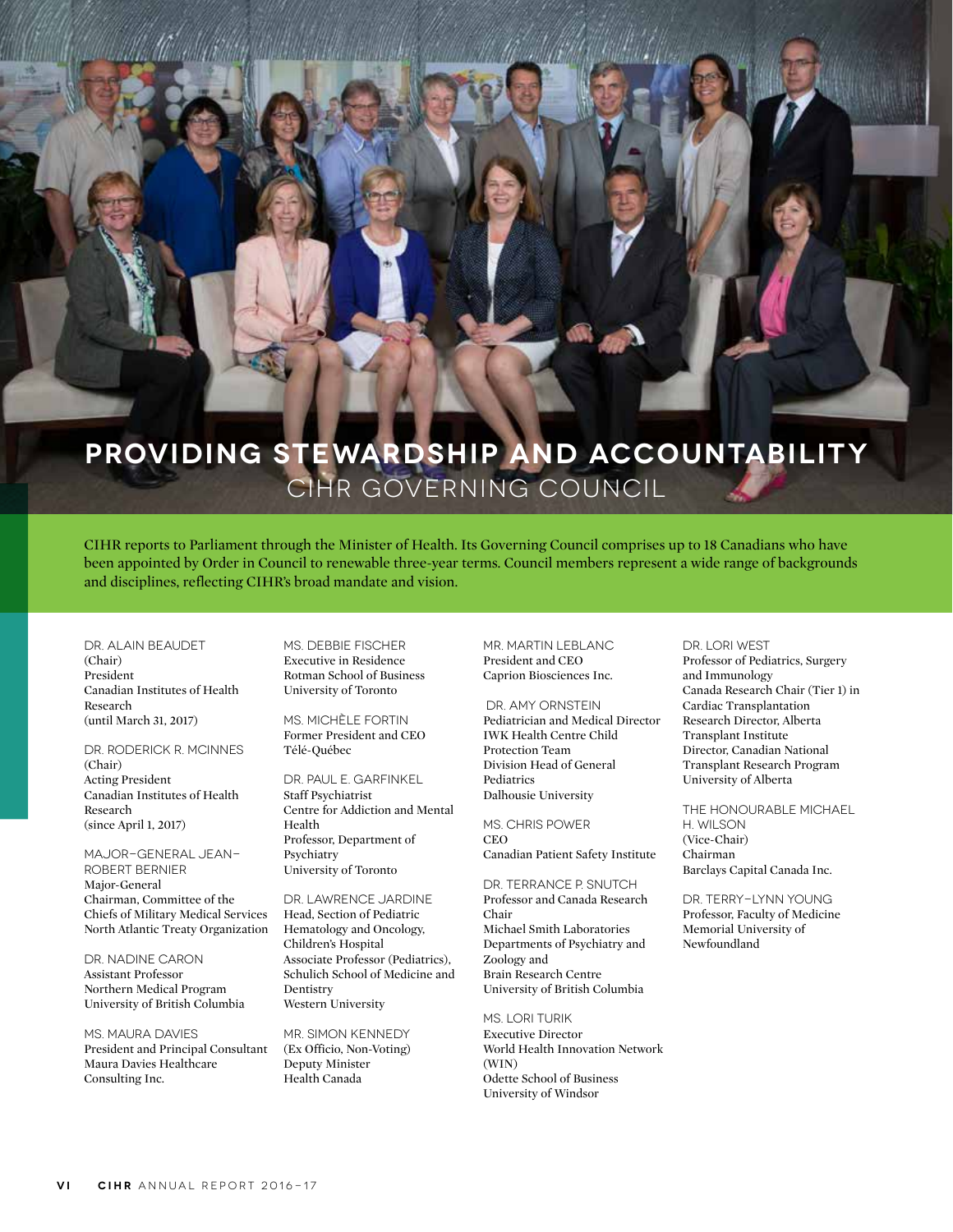# PROVIDING STEWARDSHIP AND ACCOUNTABILITY

## CIHR GOVERNING COUNCIL

CIHR reports to Parliament through the Minister of Health. Its Governing Council comprises up to 18 Canadians who have been appointed by Order in Council to renewable three-year terms. Council members represent a wide range of backgrounds and disciplines, reflecting CIHR's broad mandate and vision.

DR. ALAIN BEAUDET
(Chair)
President
Canadian Institutes of Health Research
(until March 31, 2017)

DR. RODERICK R. MCINNES
(Chair)
Acting President
Canadian Institutes of Health Research
(since April 1, 2017)

MAJOR-GENERAL JEAN-ROBERT BERNIER
Major-General
Chairman, Committee of the Chiefs of Military Medical Services
North Atlantic Treaty Organization

DR. NADINE CARON
Assistant Professor
Northern Medical Program
University of British Columbia

MS. MAURA DAVIES
President and Principal Consultant
Maura Davies Healthcare Consulting Inc.

MS. DEBBIE FISCHER
Executive in Residence
Rotman School of Business
University of Toronto

MS. MICHÈLE FORTIN
Former President and CEO
Télé-Québec

DR. PAUL E. GARFINKEL
Staff Psychiatrist
Centre for Addiction and Mental Health
Professor, Department of Psychiatry
University of Toronto

DR. LAWRENCE JARDINE
Head, Section of Pediatric Hematology and Oncology,
Children's Hospital
Associate Professor (Pediatrics),
Schulich School of Medicine and Dentistry
Western University

MR. SIMON KENNEDY
(Ex Officio, Non-Voting)
Deputy Minister
Health Canada

MR. MARTIN LEBLANC
President and CEO
Caprion Biosciences Inc.

DR. AMY ORNSTEIN
Pediatrician and Medical Director
IWK Health Centre Child Protection Team
Division Head of General Pediatrics
Dalhousie University

MS. CHRIS POWER
CEO
Canadian Patient Safety Institute

DR. TERRANCE P. SNUTCH
Professor and Canada Research Chair
Michael Smith Laboratories
Departments of Psychiatry and Zoology and
Brain Research Centre
University of British Columbia

MS. LORI TURIK
Executive Director
World Health Innovation Network (WIN)
Odette School of Business
University of Windsor

DR. LORI WEST
Professor of Pediatrics, Surgery and Immunology
Canada Research Chair (Tier 1) in Cardiac Transplantation
Research Director, Alberta Transplant Institute
Director, Canadian National Transplant Research Program
University of Alberta

THE HONOURABLE MICHAEL H. WILSON
(Vice-Chair)
Chairman
Barclays Capital Canada Inc.

DR. TERRY-LYNN YOUNG
Professor, Faculty of Medicine
Memorial University of Newfoundland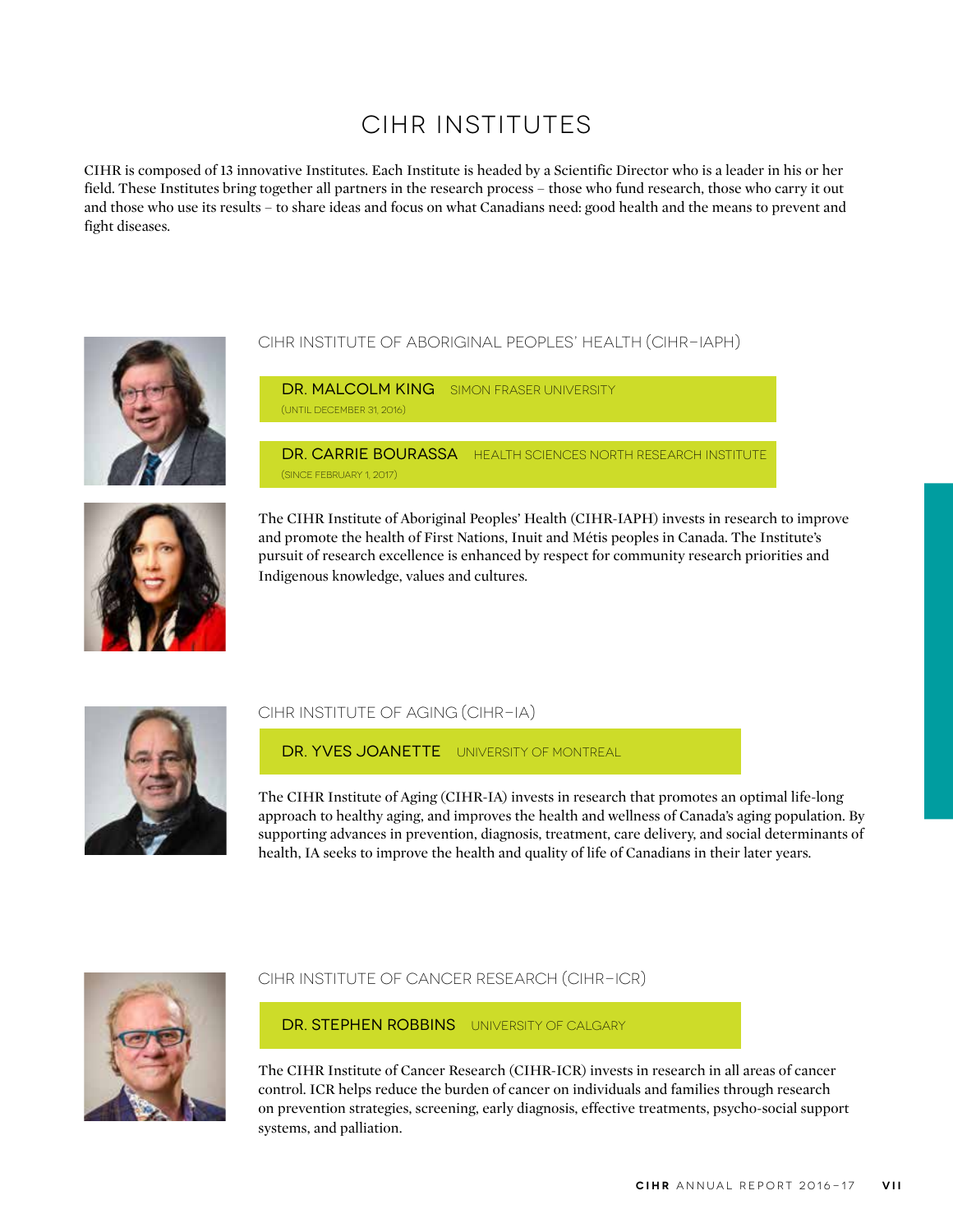# CIHR INSTITUTES

CIHR is composed of 13 innovative Institutes. Each Institute is headed by a Scientific Director who is a leader in his or her field. These Institutes bring together all partners in the research process – those who fund research, those who carry it out and those who use its results – to share ideas and focus on what Canadians need: good health and the means to prevent and fight diseases.

## CIHR INSTITUTE OF ABORIGINAL PEOPLES' HEALTH (CIHR–IAPH)

**DR. MALCOLM KING** SIMON FRASER UNIVERSITY
(UNTIL DECEMBER 31, 2016)

**DR. CARRIE BOURASSA** HEALTH SCIENCES NORTH RESEARCH INSTITUTE
(SINCE FEBRUARY 1, 2017)

The CIHR Institute of Aboriginal Peoples' Health (CIHR-IAPH) invests in research to improve and promote the health of First Nations, Inuit and Métis peoples in Canada. The Institute's pursuit of research excellence is enhanced by respect for community research priorities and Indigenous knowledge, values and cultures.

## CIHR INSTITUTE OF AGING (CIHR–IA)

**DR. YVES JOANETTE** UNIVERSITY OF MONTREAL

The CIHR Institute of Aging (CIHR-IA) invests in research that promotes an optimal life-long approach to healthy aging, and improves the health and wellness of Canada's aging population. By supporting advances in prevention, diagnosis, treatment, care delivery, and social determinants of health, IA seeks to improve the health and quality of life of Canadians in their later years.

## CIHR INSTITUTE OF CANCER RESEARCH (CIHR–ICR)

**DR. STEPHEN ROBBINS** UNIVERSITY OF CALGARY

The CIHR Institute of Cancer Research (CIHR-ICR) invests in research in all areas of cancer control. ICR helps reduce the burden of cancer on individuals and families through research on prevention strategies, screening, early diagnosis, effective treatments, psycho-social support systems, and palliation.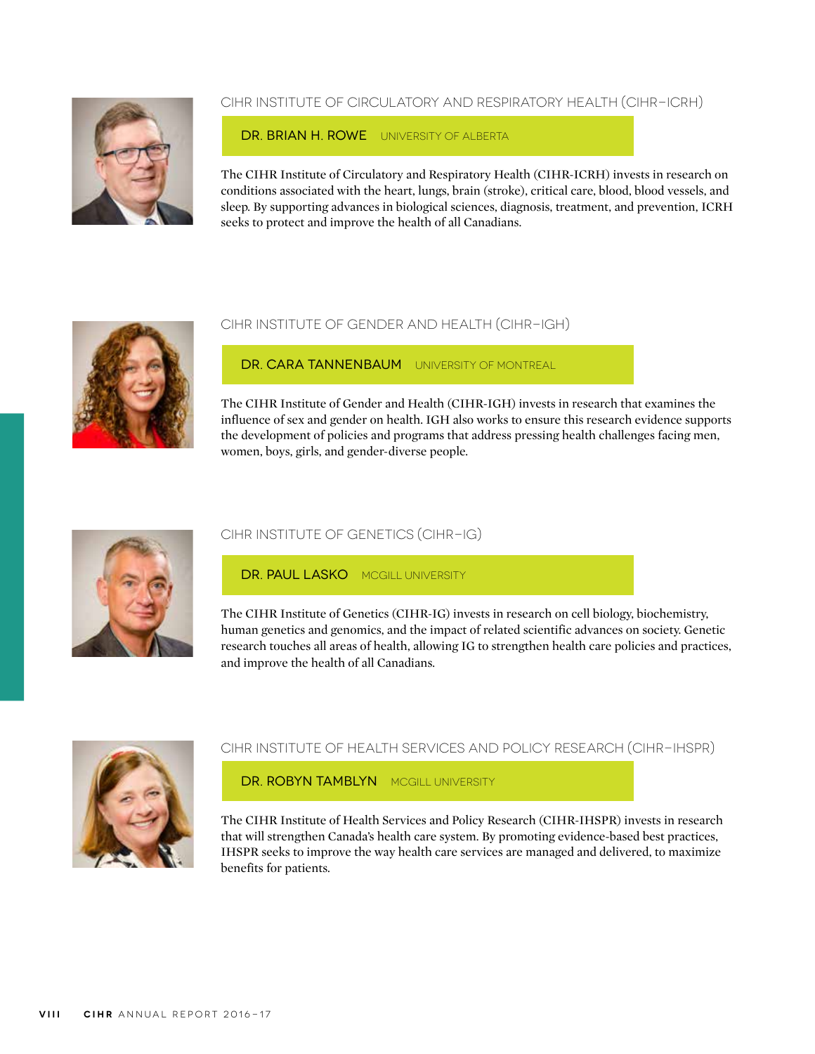## CIHR INSTITUTE OF CIRCULATORY AND RESPIRATORY HEALTH (CIHR–ICRH)

**DR. BRIAN H. ROWE** UNIVERSITY OF ALBERTA

The CIHR Institute of Circulatory and Respiratory Health (CIHR-ICRH) invests in research on conditions associated with the heart, lungs, brain (stroke), critical care, blood, blood vessels, and sleep. By supporting advances in biological sciences, diagnosis, treatment, and prevention, ICRH seeks to protect and improve the health of all Canadians.

## CIHR INSTITUTE OF GENDER AND HEALTH (CIHR–IGH)

**DR. CARA TANNENBAUM** UNIVERSITY OF MONTREAL

The CIHR Institute of Gender and Health (CIHR-IGH) invests in research that examines the influence of sex and gender on health. IGH also works to ensure this research evidence supports the development of policies and programs that address pressing health challenges facing men, women, boys, girls, and gender-diverse people.

## CIHR INSTITUTE OF GENETICS (CIHR–IG)

**DR. PAUL LASKO** MCGILL UNIVERSITY

The CIHR Institute of Genetics (CIHR-IG) invests in research on cell biology, biochemistry, human genetics and genomics, and the impact of related scientific advances on society. Genetic research touches all areas of health, allowing IG to strengthen health care policies and practices, and improve the health of all Canadians.

## CIHR INSTITUTE OF HEALTH SERVICES AND POLICY RESEARCH (CIHR–IHSPR)

**DR. ROBYN TAMBLYN** MCGILL UNIVERSITY

The CIHR Institute of Health Services and Policy Research (CIHR-IHSPR) invests in research that will strengthen Canada's health care system. By promoting evidence-based best practices, IHSPR seeks to improve the way health care services are managed and delivered, to maximize benefits for patients.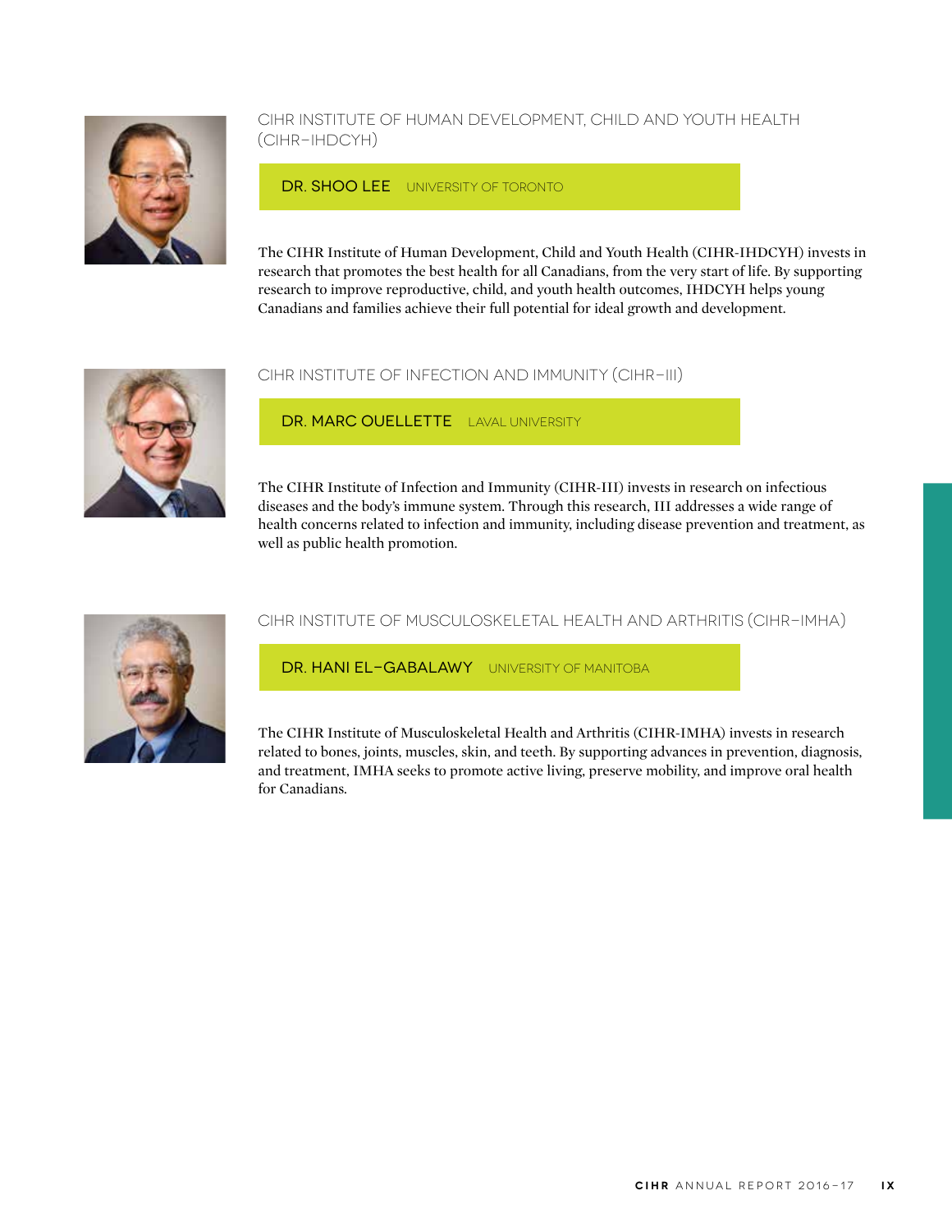## CIHR INSTITUTE OF HUMAN DEVELOPMENT, CHILD AND YOUTH HEALTH (CIHR–IHDCYH)

**DR. SHOO LEE** UNIVERSITY OF TORONTO

The CIHR Institute of Human Development, Child and Youth Health (CIHR-IHDCYH) invests in research that promotes the best health for all Canadians, from the very start of life. By supporting research to improve reproductive, child, and youth health outcomes, IHDCYH helps young Canadians and families achieve their full potential for ideal growth and development.

## CIHR INSTITUTE OF INFECTION AND IMMUNITY (CIHR–III)

**DR. MARC OUELLETTE** LAVAL UNIVERSITY

The CIHR Institute of Infection and Immunity (CIHR-III) invests in research on infectious diseases and the body's immune system. Through this research, III addresses a wide range of health concerns related to infection and immunity, including disease prevention and treatment, as well as public health promotion.

## CIHR INSTITUTE OF MUSCULOSKELETAL HEALTH AND ARTHRITIS (CIHR–IMHA)

**DR. HANI EL-GABALAWY** UNIVERSITY OF MANITOBA

The CIHR Institute of Musculoskeletal Health and Arthritis (CIHR-IMHA) invests in research related to bones, joints, muscles, skin, and teeth. By supporting advances in prevention, diagnosis, and treatment, IMHA seeks to promote active living, preserve mobility, and improve oral health for Canadians.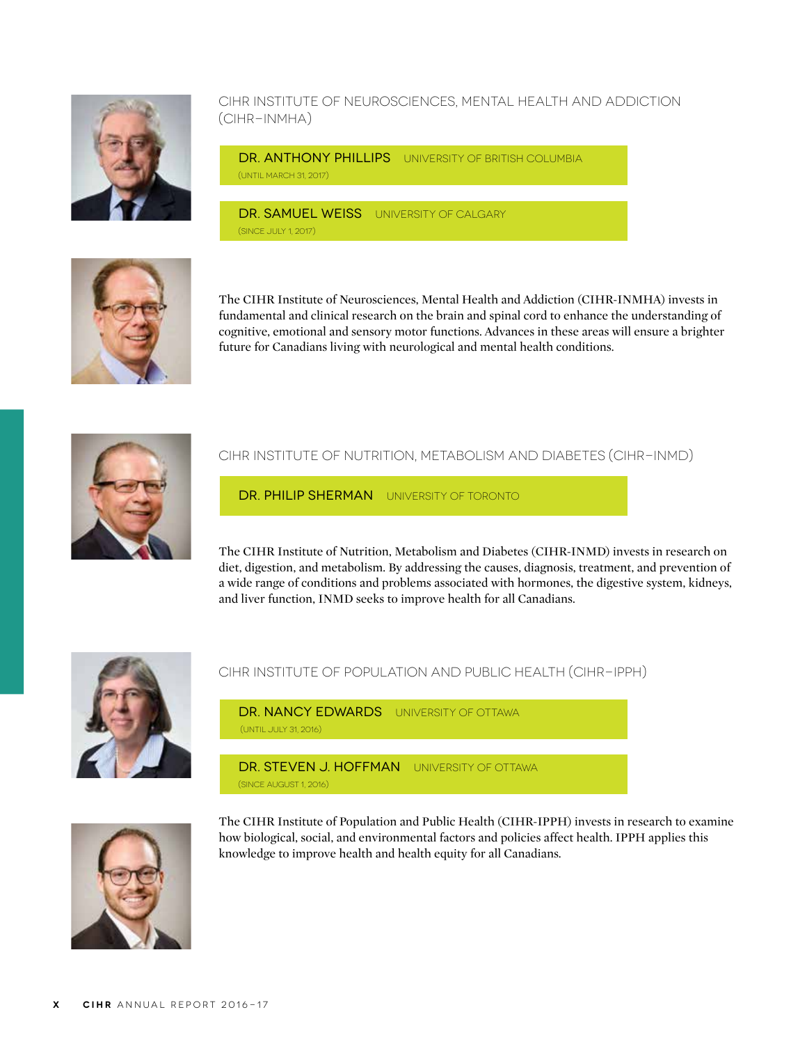## CIHR INSTITUTE OF NEUROSCIENCES, MENTAL HEALTH AND ADDICTION (CIHR–INMHA)

**DR. ANTHONY PHILLIPS** UNIVERSITY OF BRITISH COLUMBIA
(UNTIL MARCH 31, 2017)

**DR. SAMUEL WEISS** UNIVERSITY OF CALGARY
(SINCE JULY 1, 2017)

The CIHR Institute of Neurosciences, Mental Health and Addiction (CIHR-INMHA) invests in fundamental and clinical research on the brain and spinal cord to enhance the understanding of cognitive, emotional and sensory motor functions. Advances in these areas will ensure a brighter future for Canadians living with neurological and mental health conditions.

## CIHR INSTITUTE OF NUTRITION, METABOLISM AND DIABETES (CIHR–INMD)

**DR. PHILIP SHERMAN** UNIVERSITY OF TORONTO

The CIHR Institute of Nutrition, Metabolism and Diabetes (CIHR-INMD) invests in research on diet, digestion, and metabolism. By addressing the causes, diagnosis, treatment, and prevention of a wide range of conditions and problems associated with hormones, the digestive system, kidneys, and liver function, INMD seeks to improve health for all Canadians.

## CIHR INSTITUTE OF POPULATION AND PUBLIC HEALTH (CIHR–IPPH)

**DR. NANCY EDWARDS** UNIVERSITY OF OTTAWA
(UNTIL JULY 31, 2016)

**DR. STEVEN J. HOFFMAN** UNIVERSITY OF OTTAWA
(SINCE AUGUST 1, 2016)

The CIHR Institute of Population and Public Health (CIHR-IPPH) invests in research to examine how biological, social, and environmental factors and policies affect health. IPPH applies this knowledge to improve health and health equity for all Canadians.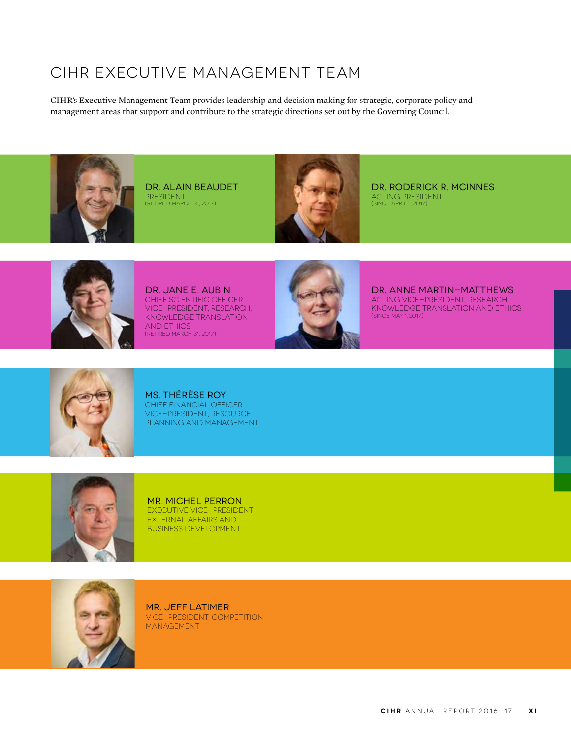# CIHR EXECUTIVE MANAGEMENT TEAM

CIHR's Executive Management Team provides leadership and decision making for strategic, corporate policy and management areas that support and contribute to the strategic directions set out by the Governing Council.

**DR. ALAIN BEAUDET**
PRESIDENT
(RETIRED MARCH 31, 2017)

**DR. RODERICK R. MCINNES**
ACTING PRESIDENT
(SINCE APRIL 1, 2017)

**DR. JANE E. AUBIN**
CHIEF SCIENTIFIC OFFICER
VICE-PRESIDENT, RESEARCH, KNOWLEDGE TRANSLATION AND ETHICS
(RETIRED MARCH 31, 2017)

**DR. ANNE MARTIN-MATTHEWS**
ACTING VICE-PRESIDENT, RESEARCH, KNOWLEDGE TRANSLATION AND ETHICS
(SINCE MAY 1, 2017)

**MS. THÉRÈSE ROY**
CHIEF FINANCIAL OFFICER
VICE-PRESIDENT, RESOURCE PLANNING AND MANAGEMENT

**MR. MICHEL PERRON**
EXECUTIVE VICE-PRESIDENT
EXTERNAL AFFAIRS AND BUSINESS DEVELOPMENT

**MR. JEFF LATIMER**
VICE-PRESIDENT, COMPETITION MANAGEMENT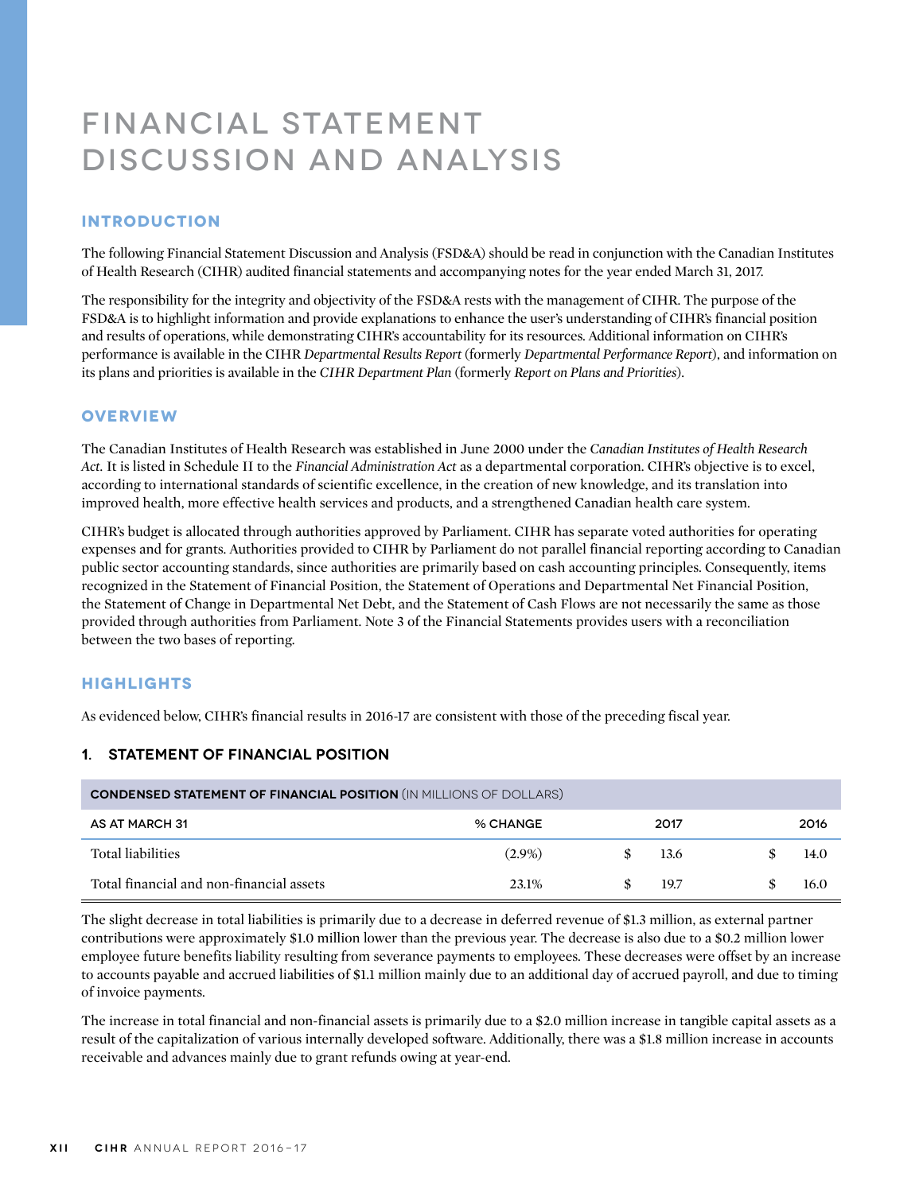# FINANCIAL STATEMENT DISCUSSION AND ANALYSIS

## INTRODUCTION

The following Financial Statement Discussion and Analysis (FSD&A) should be read in conjunction with the Canadian Institutes of Health Research (CIHR) audited financial statements and accompanying notes for the year ended March 31, 2017.

The responsibility for the integrity and objectivity of the FSD&A rests with the management of CIHR. The purpose of the FSD&A is to highlight information and provide explanations to enhance the user's understanding of CIHR's financial position and results of operations, while demonstrating CIHR's accountability for its resources. Additional information on CIHR's performance is available in the CIHR *Departmental Results Report* (formerly *Departmental Performance Report*), and information on its plans and priorities is available in the *CIHR Department Plan* (formerly *Report on Plans and Priorities*).

## OVERVIEW

The Canadian Institutes of Health Research was established in June 2000 under the *Canadian Institutes of Health Research Act*. It is listed in Schedule II to the *Financial Administration Act* as a departmental corporation. CIHR's objective is to excel, according to international standards of scientific excellence, in the creation of new knowledge, and its translation into improved health, more effective health services and products, and a strengthened Canadian health care system.

CIHR's budget is allocated through authorities approved by Parliament. CIHR has separate voted authorities for operating expenses and for grants. Authorities provided to CIHR by Parliament do not parallel financial reporting according to Canadian public sector accounting standards, since authorities are primarily based on cash accounting principles. Consequently, items recognized in the Statement of Financial Position, the Statement of Operations and Departmental Net Financial Position, the Statement of Change in Departmental Net Debt, and the Statement of Cash Flows are not necessarily the same as those provided through authorities from Parliament. Note 3 of the Financial Statements provides users with a reconciliation between the two bases of reporting.

## HIGHLIGHTS

As evidenced below, CIHR's financial results in 2016-17 are consistent with those of the preceding fiscal year.

### 1. STATEMENT OF FINANCIAL POSITION

**CONDENSED STATEMENT OF FINANCIAL POSITION** (IN MILLIONS OF DOLLARS)

| AS AT MARCH 31 | % CHANGE | 2017 | 2016 |
|---|---|---|---|
| Total liabilities | (2.9%) | $ 13.6 | $ 14.0 |
| Total financial and non-financial assets | 23.1% | $ 19.7 | $ 16.0 |

The slight decrease in total liabilities is primarily due to a decrease in deferred revenue of $1.3 million, as external partner contributions were approximately $1.0 million lower than the previous year. The decrease is also due to a $0.2 million lower employee future benefits liability resulting from severance payments to employees. These decreases were offset by an increase to accounts payable and accrued liabilities of $1.1 million mainly due to an additional day of accrued payroll, and due to timing of invoice payments.

The increase in total financial and non-financial assets is primarily due to a $2.0 million increase in tangible capital assets as a result of the capitalization of various internally developed software. Additionally, there was a $1.8 million increase in accounts receivable and advances mainly due to grant refunds owing at year-end.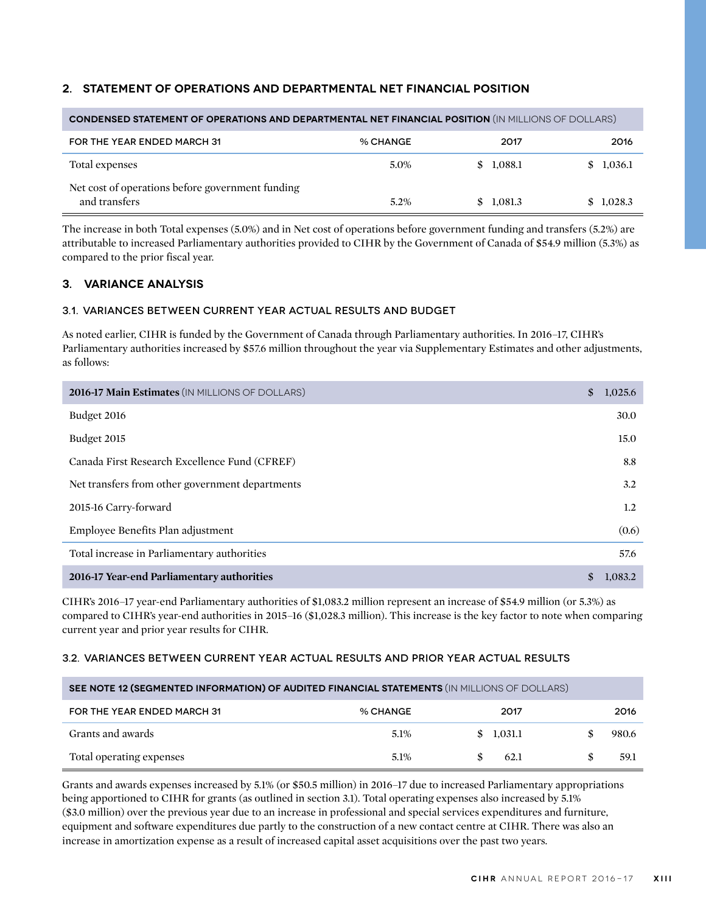## 2. STATEMENT OF OPERATIONS AND DEPARTMENTAL NET FINANCIAL POSITION

| **CONDENSED STATEMENT OF OPERATIONS AND DEPARTMENTAL NET FINANCIAL POSITION** (IN MILLIONS OF DOLLARS) | | | |
|---|---|---|---|
| FOR THE YEAR ENDED MARCH 31 | % CHANGE | 2017 | 2016 |
| Total expenses | 5.0% | $ 1,088.1 | $ 1,036.1 |
| Net cost of operations before government funding and transfers | 5.2% | $ 1,081.3 | $ 1,028.3 |

The increase in both Total expenses (5.0%) and in Net cost of operations before government funding and transfers (5.2%) are attributable to increased Parliamentary authorities provided to CIHR by the Government of Canada of $54.9 million (5.3%) as compared to the prior fiscal year.

## 3. VARIANCE ANALYSIS

### 3.1. VARIANCES BETWEEN CURRENT YEAR ACTUAL RESULTS AND BUDGET

As noted earlier, CIHR is funded by the Government of Canada through Parliamentary authorities. In 2016–17, CIHR's Parliamentary authorities increased by $57.6 million throughout the year via Supplementary Estimates and other adjustments, as follows:

| **2016-17 Main Estimates** (IN MILLIONS OF DOLLARS) | $ 1,025.6 |
|---|---|
| Budget 2016 | 30.0 |
| Budget 2015 | 15.0 |
| Canada First Research Excellence Fund (CFREF) | 8.8 |
| Net transfers from other government departments | 3.2 |
| 2015-16 Carry-forward | 1.2 |
| Employee Benefits Plan adjustment | (0.6) |
| Total increase in Parliamentary authorities | 57.6 |
| **2016-17 Year-end Parliamentary authorities** | $ 1,083.2 |

CIHR's 2016–17 year-end Parliamentary authorities of $1,083.2 million represent an increase of $54.9 million (or 5.3%) as compared to CIHR's year-end authorities in 2015–16 ($1,028.3 million). This increase is the key factor to note when comparing current year and prior year results for CIHR.

### 3.2. VARIANCES BETWEEN CURRENT YEAR ACTUAL RESULTS AND PRIOR YEAR ACTUAL RESULTS

| **SEE NOTE 12 (SEGMENTED INFORMATION) OF AUDITED FINANCIAL STATEMENTS** (IN MILLIONS OF DOLLARS) | | | |
|---|---|---|---|
| FOR THE YEAR ENDED MARCH 31 | % CHANGE | 2017 | 2016 |
| Grants and awards | 5.1% | $ 1,031.1 | $ 980.6 |
| Total operating expenses | 5.1% | $ 62.1 | $ 59.1 |

Grants and awards expenses increased by 5.1% (or $50.5 million) in 2016–17 due to increased Parliamentary appropriations being apportioned to CIHR for grants (as outlined in section 3.1). Total operating expenses also increased by 5.1% ($3.0 million) over the previous year due to an increase in professional and special services expenditures and furniture, equipment and software expenditures due partly to the construction of a new contact centre at CIHR. There was also an increase in amortization expense as a result of increased capital asset acquisitions over the past two years.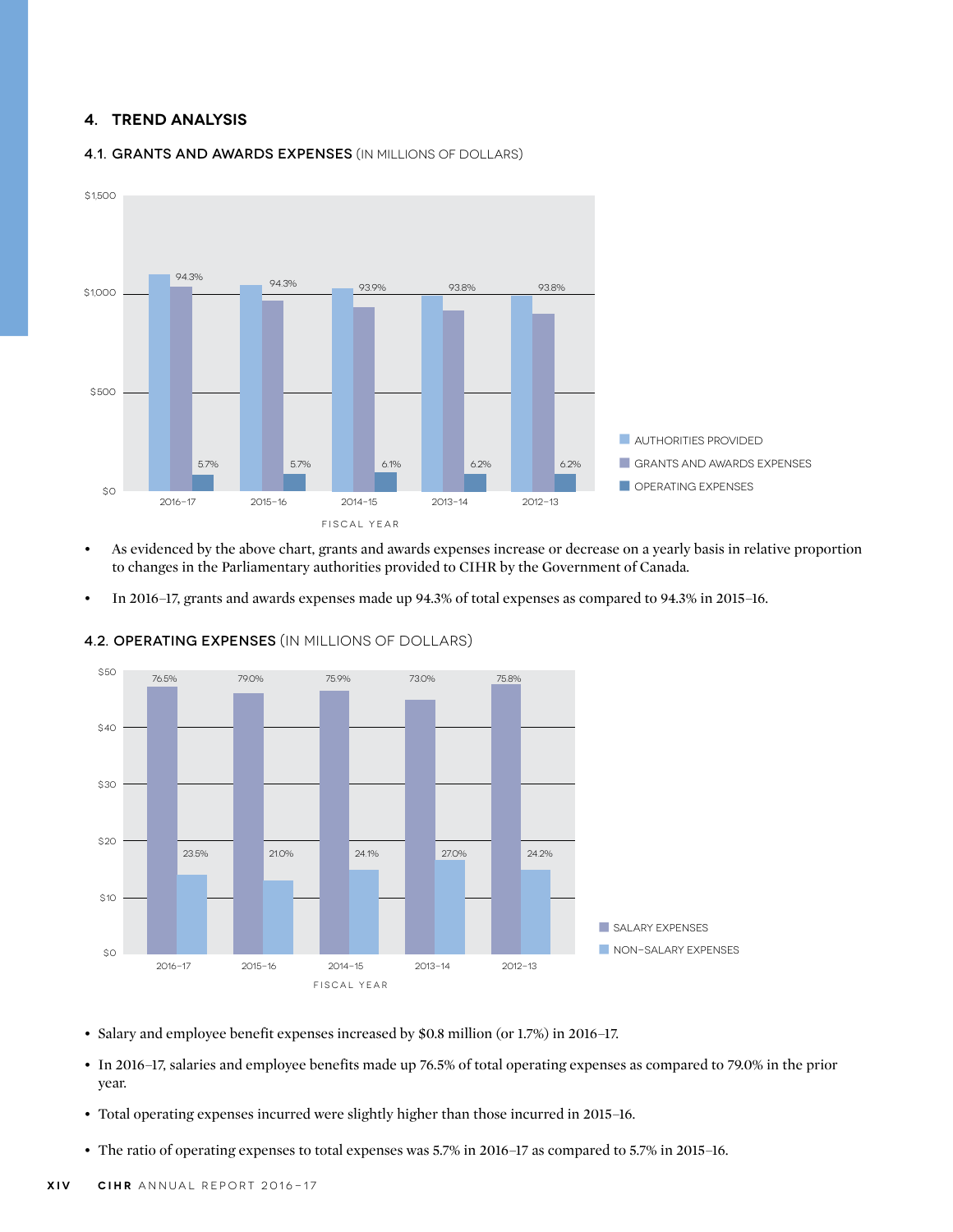## 4. TREND ANALYSIS

### 4.1. GRANTS AND AWARDS EXPENSES (IN MILLIONS OF DOLLARS)

- As evidenced by the above chart, grants and awards expenses increase or decrease on a yearly basis in relative proportion to changes in the Parliamentary authorities provided to CIHR by the Government of Canada.
- In 2016–17, grants and awards expenses made up 94.3% of total expenses as compared to 94.3% in 2015–16.

### 4.2. OPERATING EXPENSES (IN MILLIONS OF DOLLARS)

- Salary and employee benefit expenses increased by $0.8 million (or 1.7%) in 2016–17.
- In 2016–17, salaries and employee benefits made up 76.5% of total operating expenses as compared to 79.0% in the prior year.
- Total operating expenses incurred were slightly higher than those incurred in 2015–16.
- The ratio of operating expenses to total expenses was 5.7% in 2016–17 as compared to 5.7% in 2015–16.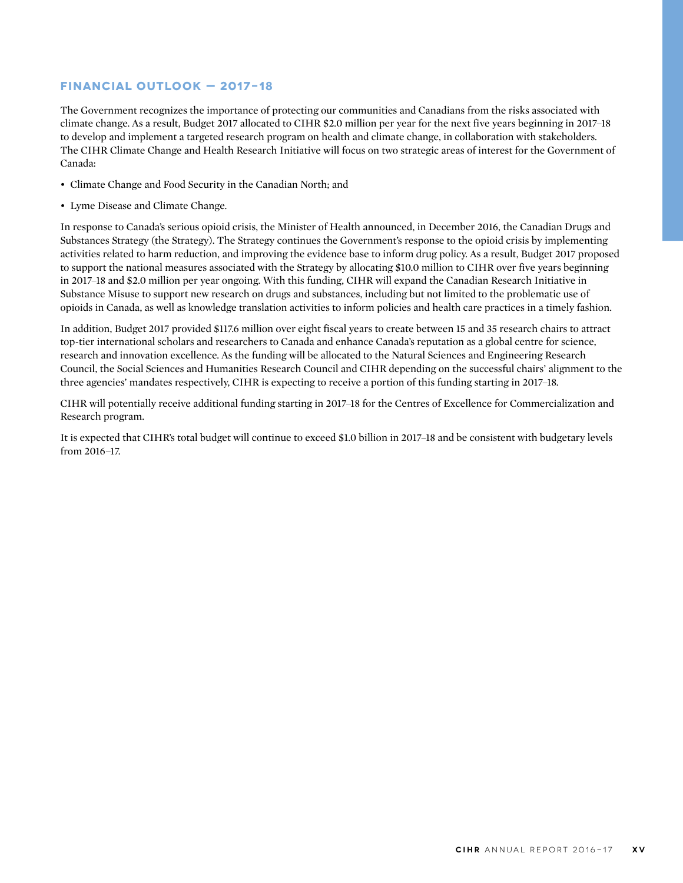## FINANCIAL OUTLOOK — 2017–18

The Government recognizes the importance of protecting our communities and Canadians from the risks associated with climate change. As a result, Budget 2017 allocated to CIHR $2.0 million per year for the next five years beginning in 2017–18 to develop and implement a targeted research program on health and climate change, in collaboration with stakeholders. The CIHR Climate Change and Health Research Initiative will focus on two strategic areas of interest for the Government of Canada:

- Climate Change and Food Security in the Canadian North; and
- Lyme Disease and Climate Change.

In response to Canada's serious opioid crisis, the Minister of Health announced, in December 2016, the Canadian Drugs and Substances Strategy (the Strategy). The Strategy continues the Government's response to the opioid crisis by implementing activities related to harm reduction, and improving the evidence base to inform drug policy. As a result, Budget 2017 proposed to support the national measures associated with the Strategy by allocating $10.0 million to CIHR over five years beginning in 2017–18 and $2.0 million per year ongoing. With this funding, CIHR will expand the Canadian Research Initiative in Substance Misuse to support new research on drugs and substances, including but not limited to the problematic use of opioids in Canada, as well as knowledge translation activities to inform policies and health care practices in a timely fashion.

In addition, Budget 2017 provided $117.6 million over eight fiscal years to create between 15 and 35 research chairs to attract top-tier international scholars and researchers to Canada and enhance Canada's reputation as a global centre for science, research and innovation excellence. As the funding will be allocated to the Natural Sciences and Engineering Research Council, the Social Sciences and Humanities Research Council and CIHR depending on the successful chairs' alignment to the three agencies' mandates respectively, CIHR is expecting to receive a portion of this funding starting in 2017–18.

CIHR will potentially receive additional funding starting in 2017–18 for the Centres of Excellence for Commercialization and Research program.

It is expected that CIHR's total budget will continue to exceed $1.0 billion in 2017–18 and be consistent with budgetary levels from 2016–17.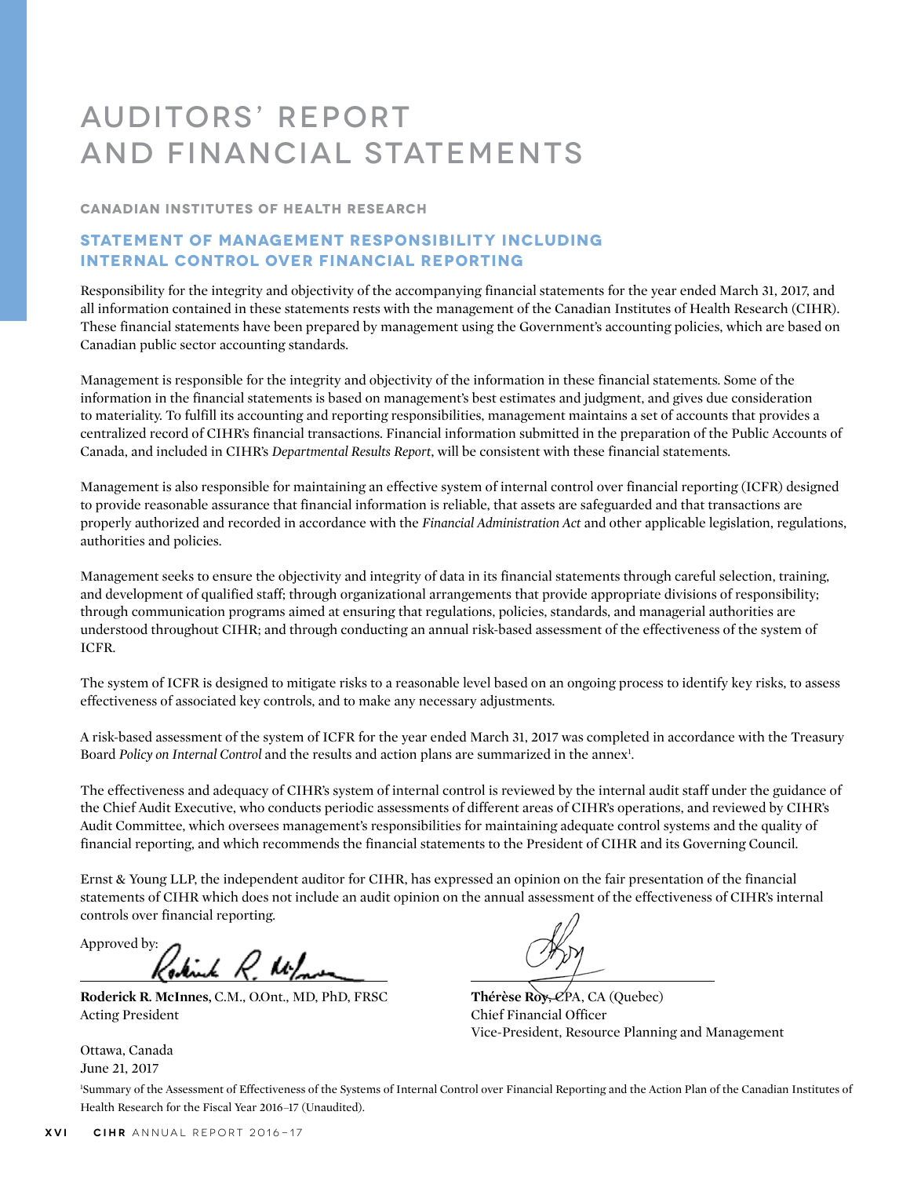# AUDITORS' REPORT AND FINANCIAL STATEMENTS

**CANADIAN INSTITUTES OF HEALTH RESEARCH**

## STATEMENT OF MANAGEMENT RESPONSIBILITY INCLUDING INTERNAL CONTROL OVER FINANCIAL REPORTING

Responsibility for the integrity and objectivity of the accompanying financial statements for the year ended March 31, 2017, and all information contained in these statements rests with the management of the Canadian Institutes of Health Research (CIHR). These financial statements have been prepared by management using the Government's accounting policies, which are based on Canadian public sector accounting standards.

Management is responsible for the integrity and objectivity of the information in these financial statements. Some of the information in the financial statements is based on management's best estimates and judgment, and gives due consideration to materiality. To fulfill its accounting and reporting responsibilities, management maintains a set of accounts that provides a centralized record of CIHR's financial transactions. Financial information submitted in the preparation of the Public Accounts of Canada, and included in CIHR's *Departmental Results Report*, will be consistent with these financial statements.

Management is also responsible for maintaining an effective system of internal control over financial reporting (ICFR) designed to provide reasonable assurance that financial information is reliable, that assets are safeguarded and that transactions are properly authorized and recorded in accordance with the *Financial Administration Act* and other applicable legislation, regulations, authorities and policies.

Management seeks to ensure the objectivity and integrity of data in its financial statements through careful selection, training, and development of qualified staff; through organizational arrangements that provide appropriate divisions of responsibility; through communication programs aimed at ensuring that regulations, policies, standards, and managerial authorities are understood throughout CIHR; and through conducting an annual risk-based assessment of the effectiveness of the system of ICFR.

The system of ICFR is designed to mitigate risks to a reasonable level based on an ongoing process to identify key risks, to assess effectiveness of associated key controls, and to make any necessary adjustments.

A risk-based assessment of the system of ICFR for the year ended March 31, 2017 was completed in accordance with the Treasury Board *Policy on Internal Control* and the results and action plans are summarized in the annex[1].

The effectiveness and adequacy of CIHR's system of internal control is reviewed by the internal audit staff under the guidance of the Chief Audit Executive, who conducts periodic assessments of different areas of CIHR's operations, and reviewed by CIHR's Audit Committee, which oversees management's responsibilities for maintaining adequate control systems and the quality of financial reporting, and which recommends the financial statements to the President of CIHR and its Governing Council.

Ernst & Young LLP, the independent auditor for CIHR, has expressed an opinion on the fair presentation of the financial statements of CIHR which does not include an audit opinion on the annual assessment of the effectiveness of CIHR's internal controls over financial reporting.

Approved by:

**Roderick R. McInnes,** C.M., O.Ont., MD, PhD, FRSC
Acting President

**Thérèse Roy,** CPA, CA (Quebec)
Chief Financial Officer
Vice-President, Resource Planning and Management

Ottawa, Canada
June 21, 2017

[1]Summary of the Assessment of Effectiveness of the Systems of Internal Control over Financial Reporting and the Action Plan of the Canadian Institutes of Health Research for the Fiscal Year 2016–17 (Unaudited).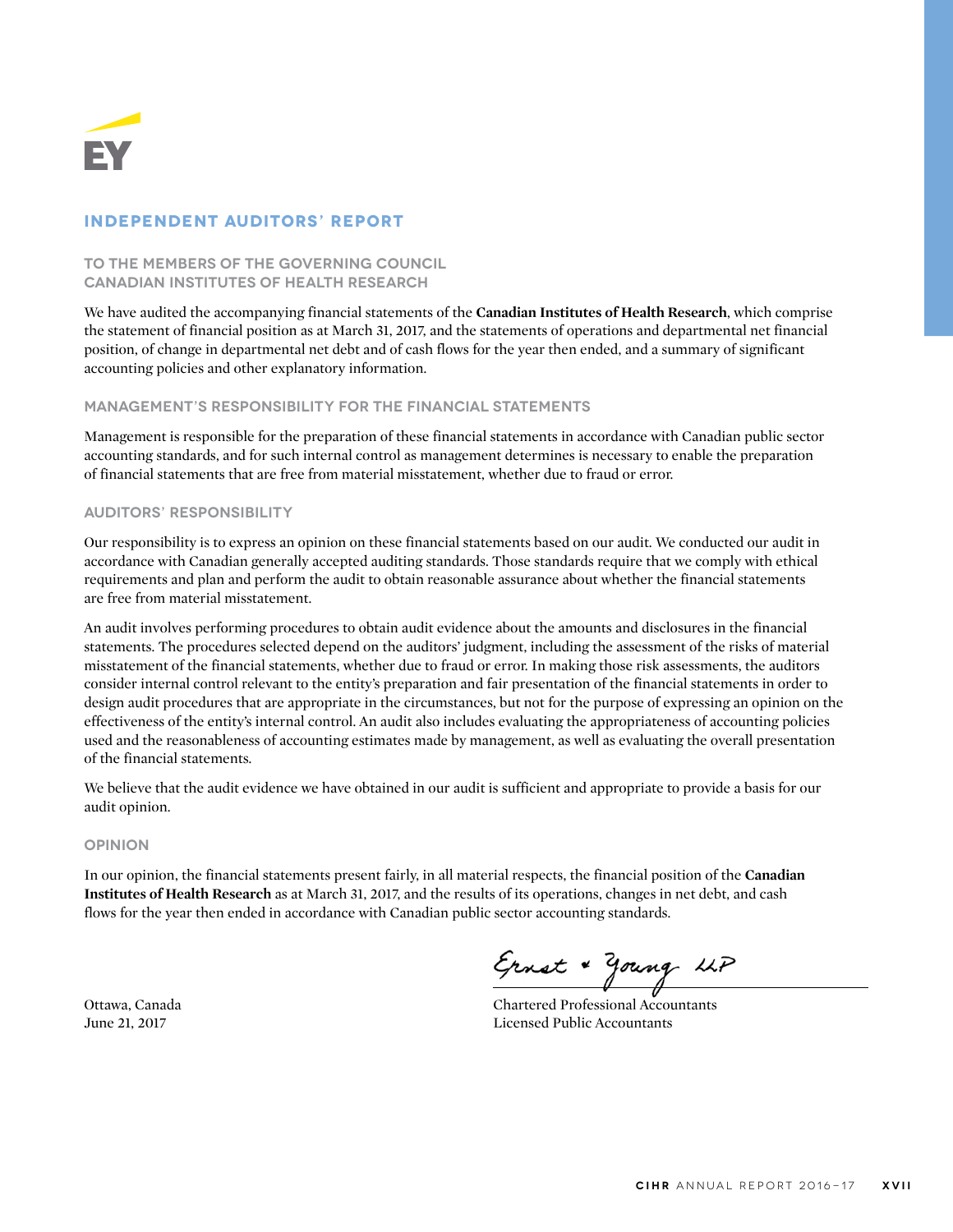EY

## INDEPENDENT AUDITORS' REPORT

### TO THE MEMBERS OF THE GOVERNING COUNCIL
### CANADIAN INSTITUTES OF HEALTH RESEARCH

We have audited the accompanying financial statements of the **Canadian Institutes of Health Research**, which comprise the statement of financial position as at March 31, 2017, and the statements of operations and departmental net financial position, of change in departmental net debt and of cash flows for the year then ended, and a summary of significant accounting policies and other explanatory information.

### MANAGEMENT'S RESPONSIBILITY FOR THE FINANCIAL STATEMENTS

Management is responsible for the preparation of these financial statements in accordance with Canadian public sector accounting standards, and for such internal control as management determines is necessary to enable the preparation of financial statements that are free from material misstatement, whether due to fraud or error.

### AUDITORS' RESPONSIBILITY

Our responsibility is to express an opinion on these financial statements based on our audit. We conducted our audit in accordance with Canadian generally accepted auditing standards. Those standards require that we comply with ethical requirements and plan and perform the audit to obtain reasonable assurance about whether the financial statements are free from material misstatement.

An audit involves performing procedures to obtain audit evidence about the amounts and disclosures in the financial statements. The procedures selected depend on the auditors' judgment, including the assessment of the risks of material misstatement of the financial statements, whether due to fraud or error. In making those risk assessments, the auditors consider internal control relevant to the entity's preparation and fair presentation of the financial statements in order to design audit procedures that are appropriate in the circumstances, but not for the purpose of expressing an opinion on the effectiveness of the entity's internal control. An audit also includes evaluating the appropriateness of accounting policies used and the reasonableness of accounting estimates made by management, as well as evaluating the overall presentation of the financial statements.

We believe that the audit evidence we have obtained in our audit is sufficient and appropriate to provide a basis for our audit opinion.

### OPINION

In our opinion, the financial statements present fairly, in all material respects, the financial position of the **Canadian Institutes of Health Research** as at March 31, 2017, and the results of its operations, changes in net debt, and cash flows for the year then ended in accordance with Canadian public sector accounting standards.

Ernst & Young LLP

Chartered Professional Accountants
Licensed Public Accountants

Ottawa, Canada
June 21, 2017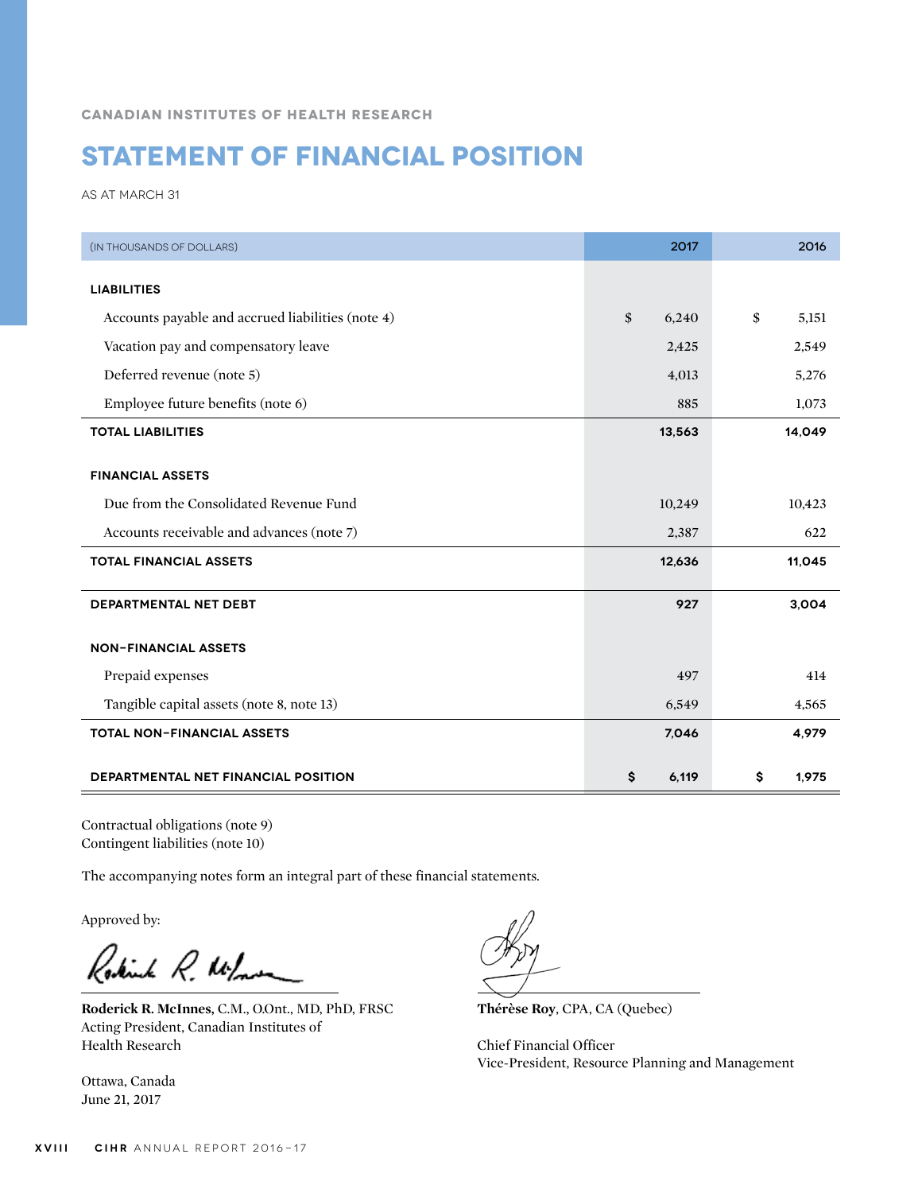CANADIAN INSTITUTES OF HEALTH RESEARCH

# STATEMENT OF FINANCIAL POSITION

AS AT MARCH 31

| (IN THOUSANDS OF DOLLARS) | 2017 | 2016 |
|---|---|---|
| **LIABILITIES** | | |
| Accounts payable and accrued liabilities (note 4) | $ 6,240 | $ 5,151 |
| Vacation pay and compensatory leave | 2,425 | 2,549 |
| Deferred revenue (note 5) | 4,013 | 5,276 |
| Employee future benefits (note 6) | 885 | 1,073 |
| **TOTAL LIABILITIES** | **13,563** | **14,049** |
| **FINANCIAL ASSETS** | | |
| Due from the Consolidated Revenue Fund | 10,249 | 10,423 |
| Accounts receivable and advances (note 7) | 2,387 | 622 |
| **TOTAL FINANCIAL ASSETS** | **12,636** | **11,045** |
| **DEPARTMENTAL NET DEBT** | **927** | **3,004** |
| **NON-FINANCIAL ASSETS** | | |
| Prepaid expenses | 497 | 414 |
| Tangible capital assets (note 8, note 13) | 6,549 | 4,565 |
| **TOTAL NON-FINANCIAL ASSETS** | **7,046** | **4,979** |
| **DEPARTMENTAL NET FINANCIAL POSITION** | **$ 6,119** | **$ 1,975** |

Contractual obligations (note 9)
Contingent liabilities (note 10)

The accompanying notes form an integral part of these financial statements.

Approved by:

**Roderick R. McInnes**, C.M., O.Ont., MD, PhD, FRSC
Acting President, Canadian Institutes of Health Research

Ottawa, Canada
June 21, 2017

**Thérèse Roy**, CPA, CA (Quebec)

Chief Financial Officer
Vice-President, Resource Planning and Management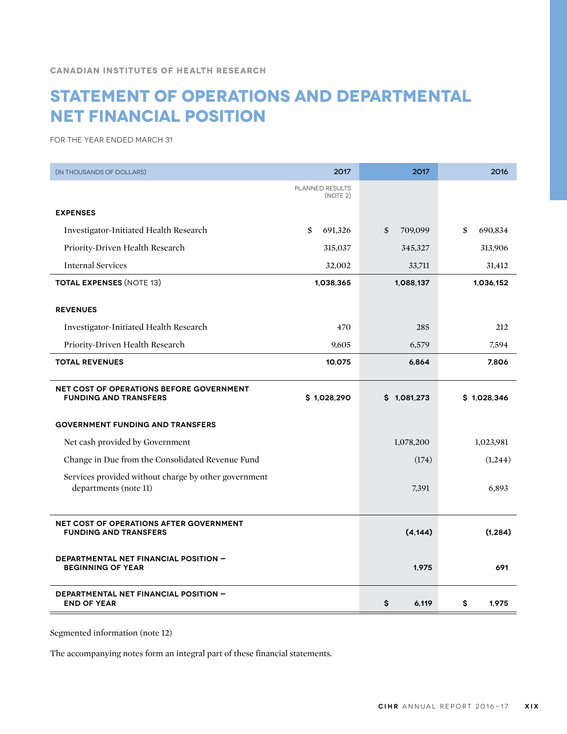CANADIAN INSTITUTES OF HEALTH RESEARCH

# STATEMENT OF OPERATIONS AND DEPARTMENTAL NET FINANCIAL POSITION

FOR THE YEAR ENDED MARCH 31

| (IN THOUSANDS OF DOLLARS) | 2017 | 2017 | 2016 |
|---|---|---|---|
| | PLANNED RESULTS (NOTE 2) | | |
| **EXPENSES** | | | |
| Investigator-Initiated Health Research | $ 691,326 | $ 709,099 | $ 690,834 |
| Priority-Driven Health Research | 315,037 | 345,327 | 313,906 |
| Internal Services | 32,002 | 33,711 | 31,412 |
| **TOTAL EXPENSES** (NOTE 13) | **1,038,365** | **1,088,137** | **1,036,152** |
| **REVENUES** | | | |
| Investigator-Initiated Health Research | 470 | 285 | 212 |
| Priority-Driven Health Research | 9,605 | 6,579 | 7,594 |
| **TOTAL REVENUES** | **10,075** | **6,864** | **7,806** |
| **NET COST OF OPERATIONS BEFORE GOVERNMENT FUNDING AND TRANSFERS** | **$ 1,028,290** | **$ 1,081,273** | **$ 1,028,346** |
| **GOVERNMENT FUNDING AND TRANSFERS** | | | |
| Net cash provided by Government | | 1,078,200 | 1,023,981 |
| Change in Due from the Consolidated Revenue Fund | | (174) | (1,244) |
| Services provided without charge by other government departments (note 11) | | 7,391 | 6,893 |
| **NET COST OF OPERATIONS AFTER GOVERNMENT FUNDING AND TRANSFERS** | | **(4,144)** | **(1,284)** |
| **DEPARTMENTAL NET FINANCIAL POSITION – BEGINNING OF YEAR** | | **1,975** | **691** |
| **DEPARTMENTAL NET FINANCIAL POSITION – END OF YEAR** | | **$ 6,119** | **$ 1,975** |

Segmented information (note 12)

The accompanying notes form an integral part of these financial statements.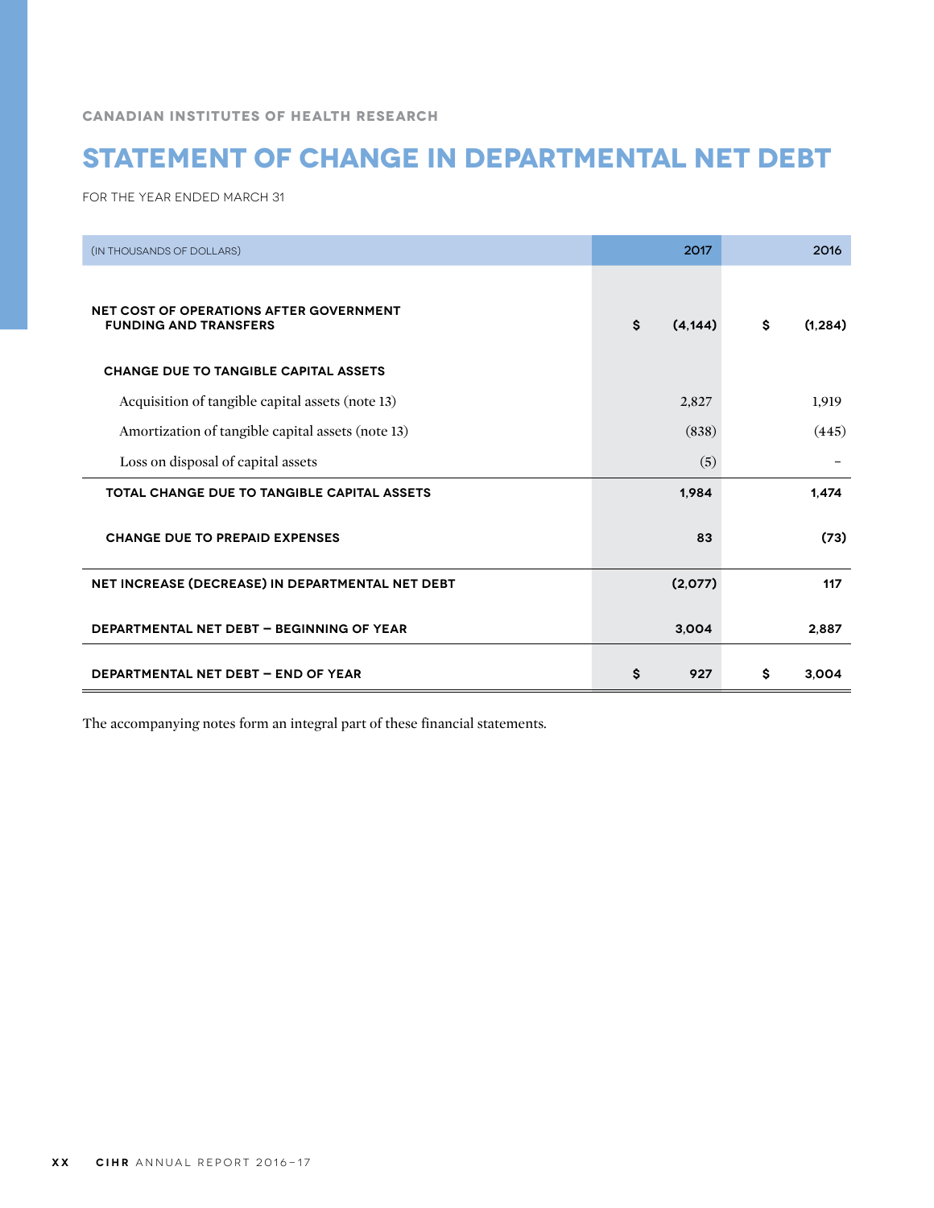CANADIAN INSTITUTES OF HEALTH RESEARCH

# STATEMENT OF CHANGE IN DEPARTMENTAL NET DEBT

FOR THE YEAR ENDED MARCH 31

| (IN THOUSANDS OF DOLLARS) | 2017 | 2016 |
|---|---|---|
| **NET COST OF OPERATIONS AFTER GOVERNMENT FUNDING AND TRANSFERS** | **$ (4,144)** | **$ (1,284)** |
| **CHANGE DUE TO TANGIBLE CAPITAL ASSETS** | | |
| Acquisition of tangible capital assets (note 13) | 2,827 | 1,919 |
| Amortization of tangible capital assets (note 13) | (838) | (445) |
| Loss on disposal of capital assets | (5) | – |
| **TOTAL CHANGE DUE TO TANGIBLE CAPITAL ASSETS** | **1,984** | **1,474** |
| **CHANGE DUE TO PREPAID EXPENSES** | **83** | **(73)** |
| **NET INCREASE (DECREASE) IN DEPARTMENTAL NET DEBT** | **(2,077)** | **117** |
| **DEPARTMENTAL NET DEBT – BEGINNING OF YEAR** | **3,004** | **2,887** |
| **DEPARTMENTAL NET DEBT – END OF YEAR** | **$ 927** | **$ 3,004** |

The accompanying notes form an integral part of these financial statements.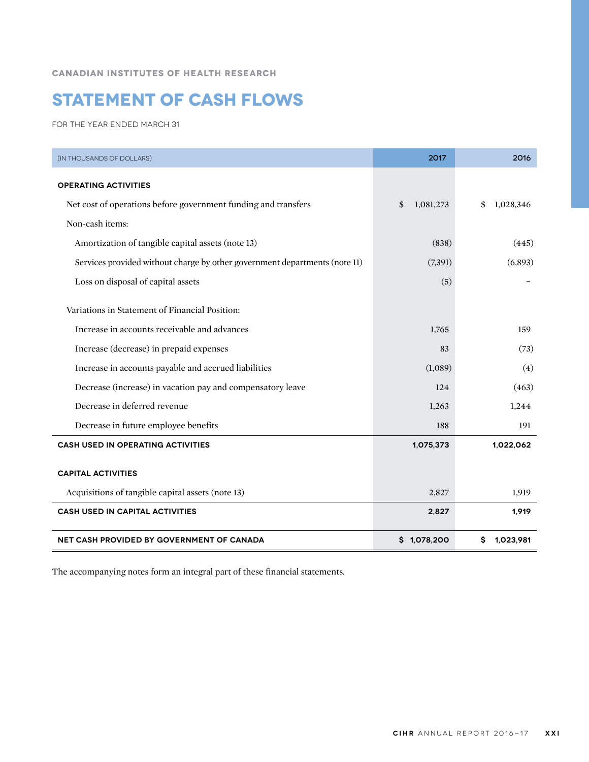CANADIAN INSTITUTES OF HEALTH RESEARCH

# STATEMENT OF CASH FLOWS

FOR THE YEAR ENDED MARCH 31

| (IN THOUSANDS OF DOLLARS) | 2017 | 2016 |
|---|---|---|
| **OPERATING ACTIVITIES** | | |
| Net cost of operations before government funding and transfers | $ 1,081,273 | $ 1,028,346 |
| Non-cash items: | | |
| Amortization of tangible capital assets (note 13) | (838) | (445) |
| Services provided without charge by other government departments (note 11) | (7,391) | (6,893) |
| Loss on disposal of capital assets | (5) | – |
| Variations in Statement of Financial Position: | | |
| Increase in accounts receivable and advances | 1,765 | 159 |
| Increase (decrease) in prepaid expenses | 83 | (73) |
| Increase in accounts payable and accrued liabilities | (1,089) | (4) |
| Decrease (increase) in vacation pay and compensatory leave | 124 | (463) |
| Decrease in deferred revenue | 1,263 | 1,244 |
| Decrease in future employee benefits | 188 | 191 |
| **CASH USED IN OPERATING ACTIVITIES** | **1,075,373** | **1,022,062** |
| **CAPITAL ACTIVITIES** | | |
| Acquisitions of tangible capital assets (note 13) | 2,827 | 1,919 |
| **CASH USED IN CAPITAL ACTIVITIES** | **2,827** | **1,919** |
| **NET CASH PROVIDED BY GOVERNMENT OF CANADA** | **$ 1,078,200** | **$ 1,023,981** |

The accompanying notes form an integral part of these financial statements.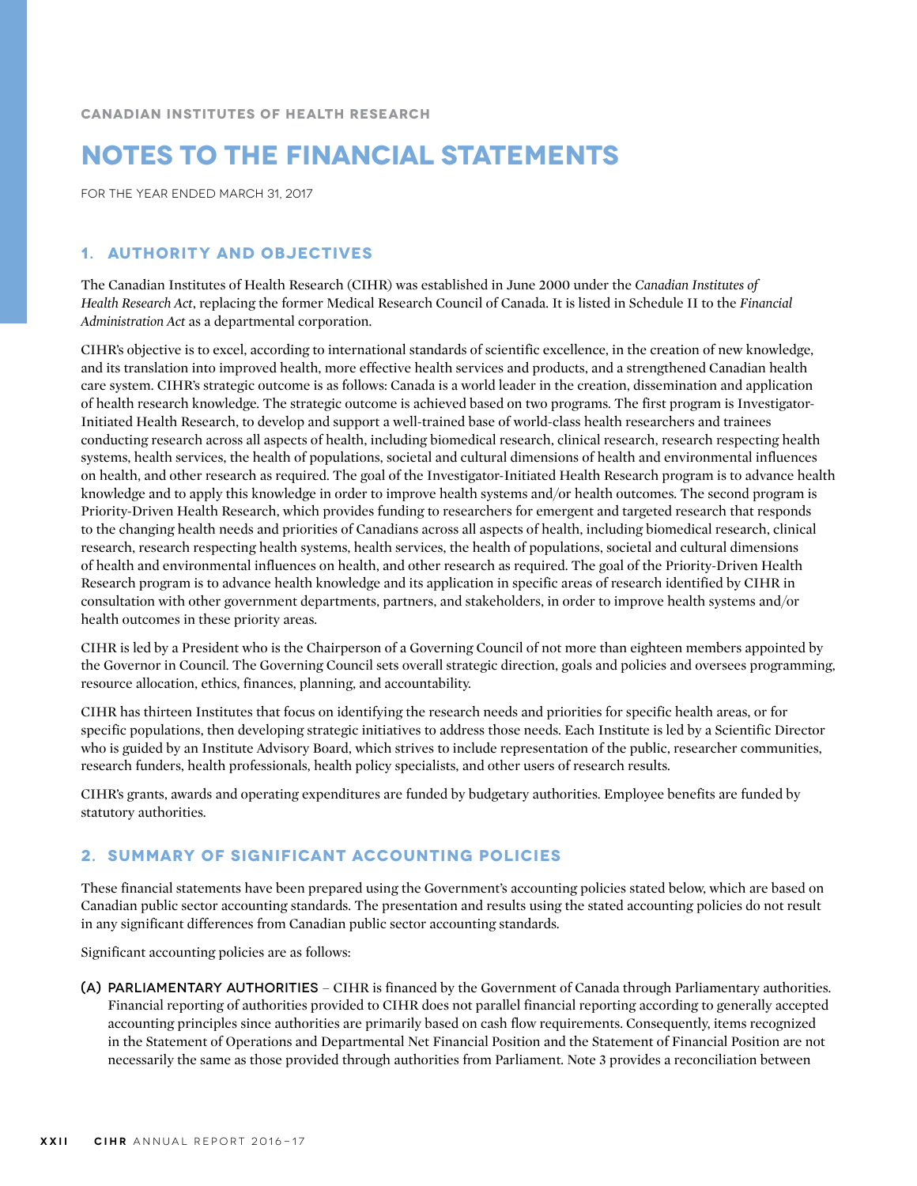CANADIAN INSTITUTES OF HEALTH RESEARCH

# NOTES TO THE FINANCIAL STATEMENTS

FOR THE YEAR ENDED MARCH 31, 2017

## 1. AUTHORITY AND OBJECTIVES

The Canadian Institutes of Health Research (CIHR) was established in June 2000 under the *Canadian Institutes of Health Research Act*, replacing the former Medical Research Council of Canada. It is listed in Schedule II to the *Financial Administration Act* as a departmental corporation.

CIHR's objective is to excel, according to international standards of scientific excellence, in the creation of new knowledge, and its translation into improved health, more effective health services and products, and a strengthened Canadian health care system. CIHR's strategic outcome is as follows: Canada is a world leader in the creation, dissemination and application of health research knowledge. The strategic outcome is achieved based on two programs. The first program is Investigator-Initiated Health Research, to develop and support a well-trained base of world-class health researchers and trainees conducting research across all aspects of health, including biomedical research, clinical research, research respecting health systems, health services, the health of populations, societal and cultural dimensions of health and environmental influences on health, and other research as required. The goal of the Investigator-Initiated Health Research program is to advance health knowledge and to apply this knowledge in order to improve health systems and/or health outcomes. The second program is Priority-Driven Health Research, which provides funding to researchers for emergent and targeted research that responds to the changing health needs and priorities of Canadians across all aspects of health, including biomedical research, clinical research, research respecting health systems, health services, the health of populations, societal and cultural dimensions of health and environmental influences on health, and other research as required. The goal of the Priority-Driven Health Research program is to advance health knowledge and its application in specific areas of research identified by CIHR in consultation with other government departments, partners, and stakeholders, in order to improve health systems and/or health outcomes in these priority areas.

CIHR is led by a President who is the Chairperson of a Governing Council of not more than eighteen members appointed by the Governor in Council. The Governing Council sets overall strategic direction, goals and policies and oversees programming, resource allocation, ethics, finances, planning, and accountability.

CIHR has thirteen Institutes that focus on identifying the research needs and priorities for specific health areas, or for specific populations, then developing strategic initiatives to address those needs. Each Institute is led by a Scientific Director who is guided by an Institute Advisory Board, which strives to include representation of the public, researcher communities, research funders, health professionals, health policy specialists, and other users of research results.

CIHR's grants, awards and operating expenditures are funded by budgetary authorities. Employee benefits are funded by statutory authorities.

## 2. SUMMARY OF SIGNIFICANT ACCOUNTING POLICIES

These financial statements have been prepared using the Government's accounting policies stated below, which are based on Canadian public sector accounting standards. The presentation and results using the stated accounting policies do not result in any significant differences from Canadian public sector accounting standards.

Significant accounting policies are as follows:

(A) PARLIAMENTARY AUTHORITIES – CIHR is financed by the Government of Canada through Parliamentary authorities. Financial reporting of authorities provided to CIHR does not parallel financial reporting according to generally accepted accounting principles since authorities are primarily based on cash flow requirements. Consequently, items recognized in the Statement of Operations and Departmental Net Financial Position and the Statement of Financial Position are not necessarily the same as those provided through authorities from Parliament. Note 3 provides a reconciliation between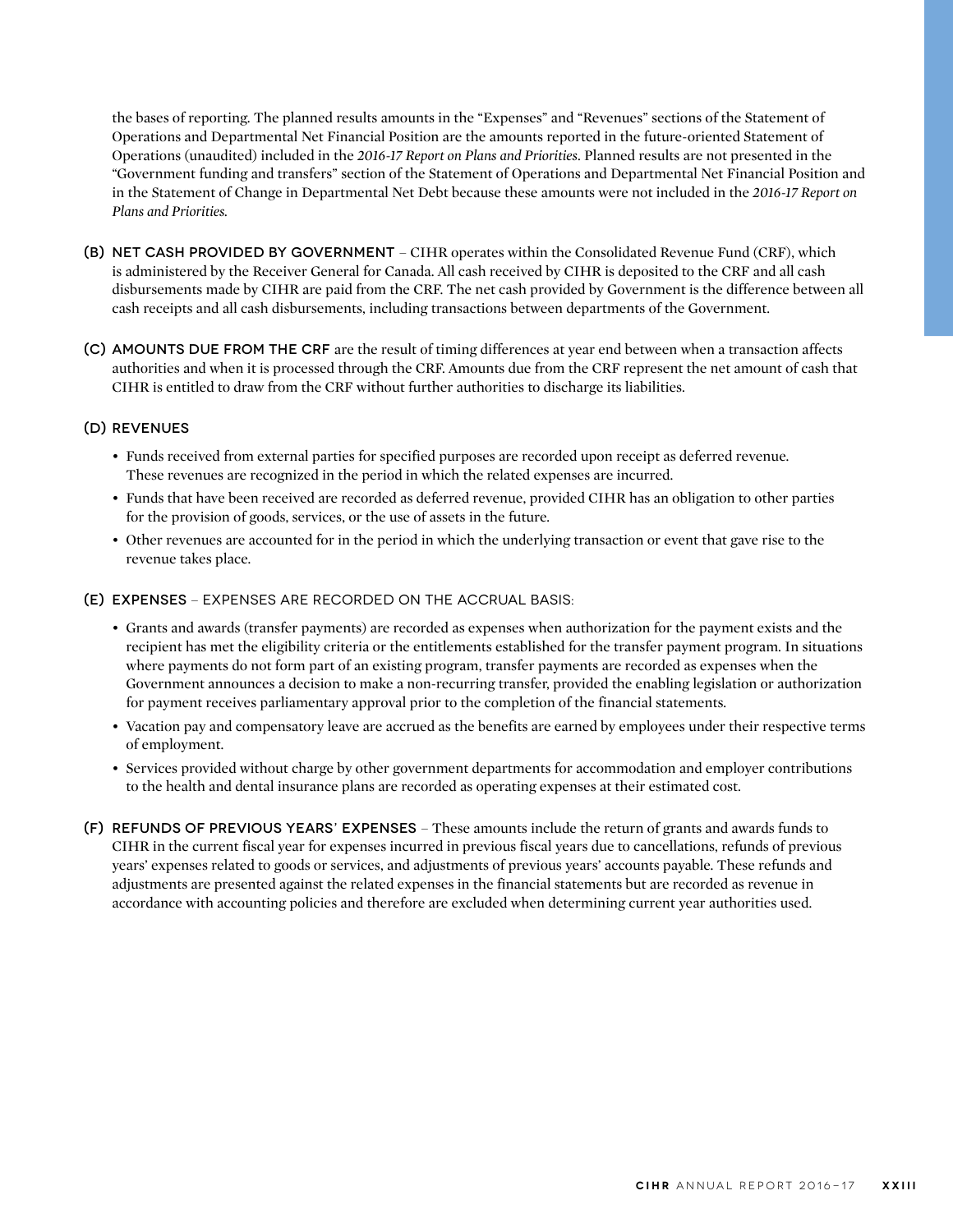the bases of reporting. The planned results amounts in the "Expenses" and "Revenues" sections of the Statement of Operations and Departmental Net Financial Position are the amounts reported in the future-oriented Statement of Operations (unaudited) included in the *2016-17 Report on Plans and Priorities*. Planned results are not presented in the "Government funding and transfers" section of the Statement of Operations and Departmental Net Financial Position and in the Statement of Change in Departmental Net Debt because these amounts were not included in the *2016-17 Report on Plans and Priorities*.

**(B) NET CASH PROVIDED BY GOVERNMENT** – CIHR operates within the Consolidated Revenue Fund (CRF), which is administered by the Receiver General for Canada. All cash received by CIHR is deposited to the CRF and all cash disbursements made by CIHR are paid from the CRF. The net cash provided by Government is the difference between all cash receipts and all cash disbursements, including transactions between departments of the Government.

**(C) AMOUNTS DUE FROM THE CRF** are the result of timing differences at year end between when a transaction affects authorities and when it is processed through the CRF. Amounts due from the CRF represent the net amount of cash that CIHR is entitled to draw from the CRF without further authorities to discharge its liabilities.

**(D) REVENUES**

- Funds received from external parties for specified purposes are recorded upon receipt as deferred revenue. These revenues are recognized in the period in which the related expenses are incurred.
- Funds that have been received are recorded as deferred revenue, provided CIHR has an obligation to other parties for the provision of goods, services, or the use of assets in the future.
- Other revenues are accounted for in the period in which the underlying transaction or event that gave rise to the revenue takes place.

**(E) EXPENSES** – EXPENSES ARE RECORDED ON THE ACCRUAL BASIS:

- Grants and awards (transfer payments) are recorded as expenses when authorization for the payment exists and the recipient has met the eligibility criteria or the entitlements established for the transfer payment program. In situations where payments do not form part of an existing program, transfer payments are recorded as expenses when the Government announces a decision to make a non-recurring transfer, provided the enabling legislation or authorization for payment receives parliamentary approval prior to the completion of the financial statements.
- Vacation pay and compensatory leave are accrued as the benefits are earned by employees under their respective terms of employment.
- Services provided without charge by other government departments for accommodation and employer contributions to the health and dental insurance plans are recorded as operating expenses at their estimated cost.

**(F) REFUNDS OF PREVIOUS YEARS' EXPENSES** – These amounts include the return of grants and awards funds to CIHR in the current fiscal year for expenses incurred in previous fiscal years due to cancellations, refunds of previous years' expenses related to goods or services, and adjustments of previous years' accounts payable. These refunds and adjustments are presented against the related expenses in the financial statements but are recorded as revenue in accordance with accounting policies and therefore are excluded when determining current year authorities used.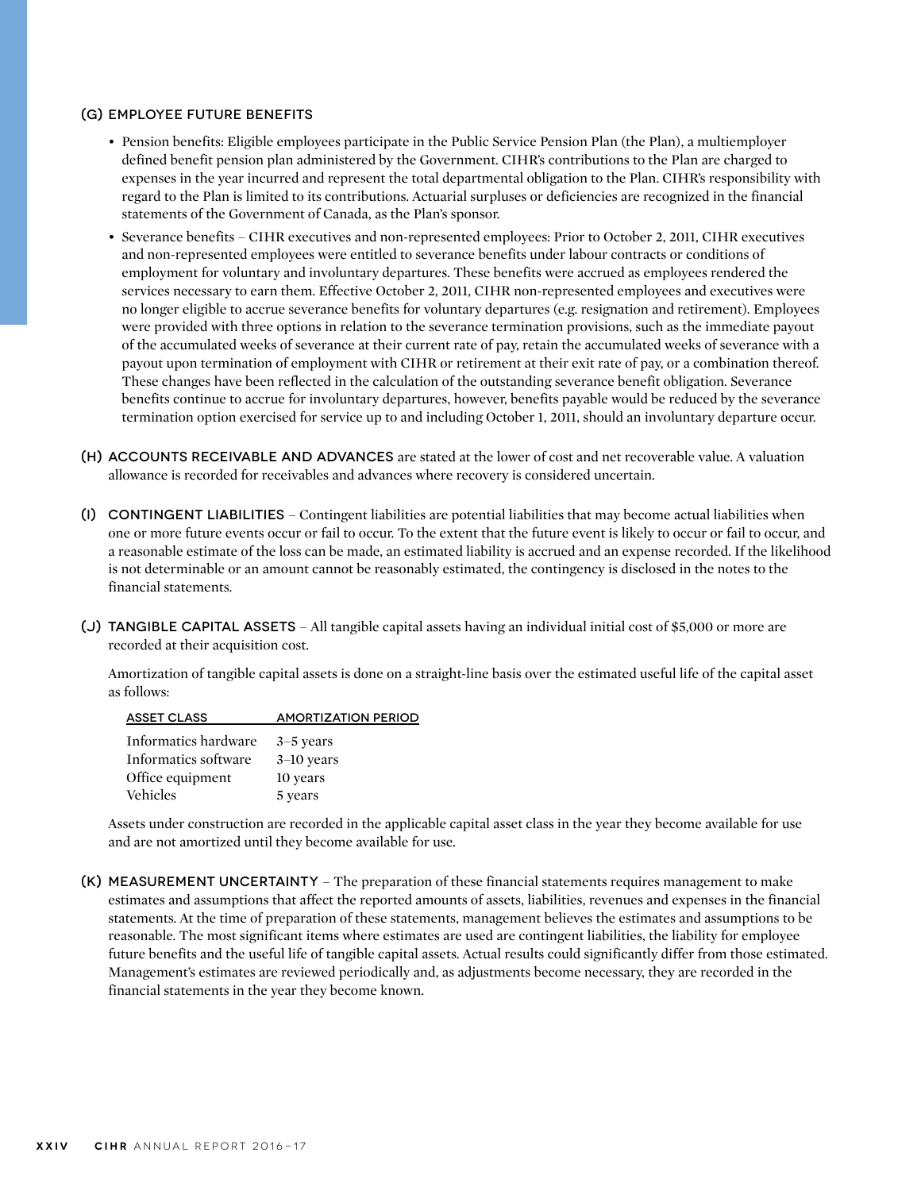### (G) EMPLOYEE FUTURE BENEFITS

- Pension benefits: Eligible employees participate in the Public Service Pension Plan (the Plan), a multiemployer defined benefit pension plan administered by the Government. CIHR's contributions to the Plan are charged to expenses in the year incurred and represent the total departmental obligation to the Plan. CIHR's responsibility with regard to the Plan is limited to its contributions. Actuarial surpluses or deficiencies are recognized in the financial statements of the Government of Canada, as the Plan's sponsor.
- Severance benefits – CIHR executives and non-represented employees: Prior to October 2, 2011, CIHR executives and non-represented employees were entitled to severance benefits under labour contracts or conditions of employment for voluntary and involuntary departures. These benefits were accrued as employees rendered the services necessary to earn them. Effective October 2, 2011, CIHR non-represented employees and executives were no longer eligible to accrue severance benefits for voluntary departures (e.g. resignation and retirement). Employees were provided with three options in relation to the severance termination provisions, such as the immediate payout of the accumulated weeks of severance at their current rate of pay, retain the accumulated weeks of severance with a payout upon termination of employment with CIHR or retirement at their exit rate of pay, or a combination thereof. These changes have been reflected in the calculation of the outstanding severance benefit obligation. Severance benefits continue to accrue for involuntary departures, however, benefits payable would be reduced by the severance termination option exercised for service up to and including October 1, 2011, should an involuntary departure occur.

**(H) ACCOUNTS RECEIVABLE AND ADVANCES** are stated at the lower of cost and net recoverable value. A valuation allowance is recorded for receivables and advances where recovery is considered uncertain.

**(I) CONTINGENT LIABILITIES** – Contingent liabilities are potential liabilities that may become actual liabilities when one or more future events occur or fail to occur. To the extent that the future event is likely to occur or fail to occur, and a reasonable estimate of the loss can be made, an estimated liability is accrued and an expense recorded. If the likelihood is not determinable or an amount cannot be reasonably estimated, the contingency is disclosed in the notes to the financial statements.

**(J) TANGIBLE CAPITAL ASSETS** – All tangible capital assets having an individual initial cost of $5,000 or more are recorded at their acquisition cost.

Amortization of tangible capital assets is done on a straight-line basis over the estimated useful life of the capital asset as follows:

| ASSET CLASS | AMORTIZATION PERIOD |
|---|---|
| Informatics hardware | 3–5 years |
| Informatics software | 3–10 years |
| Office equipment | 10 years |
| Vehicles | 5 years |

Assets under construction are recorded in the applicable capital asset class in the year they become available for use and are not amortized until they become available for use.

**(K) MEASUREMENT UNCERTAINTY** – The preparation of these financial statements requires management to make estimates and assumptions that affect the reported amounts of assets, liabilities, revenues and expenses in the financial statements. At the time of preparation of these statements, management believes the estimates and assumptions to be reasonable. The most significant items where estimates are used are contingent liabilities, the liability for employee future benefits and the useful life of tangible capital assets. Actual results could significantly differ from those estimated. Management's estimates are reviewed periodically and, as adjustments become necessary, they are recorded in the financial statements in the year they become known.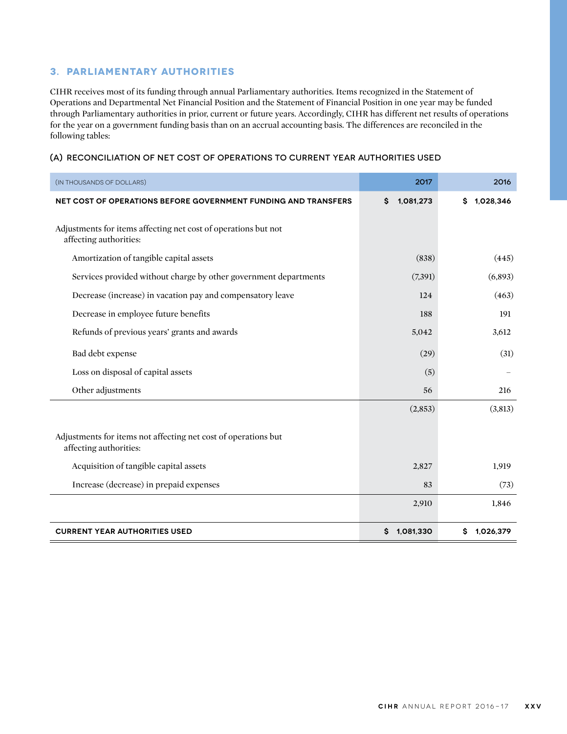## 3. PARLIAMENTARY AUTHORITIES

CIHR receives most of its funding through annual Parliamentary authorities. Items recognized in the Statement of Operations and Departmental Net Financial Position and the Statement of Financial Position in one year may be funded through Parliamentary authorities in prior, current or future years. Accordingly, CIHR has different net results of operations for the year on a government funding basis than on an accrual accounting basis. The differences are reconciled in the following tables:

### (A) RECONCILIATION OF NET COST OF OPERATIONS TO CURRENT YEAR AUTHORITIES USED

| (IN THOUSANDS OF DOLLARS) | 2017 | 2016 |
|---|---|---|
| **NET COST OF OPERATIONS BEFORE GOVERNMENT FUNDING AND TRANSFERS** | **$ 1,081,273** | **$ 1,028,346** |
| Adjustments for items affecting net cost of operations but not affecting authorities: | | |
| Amortization of tangible capital assets | (838) | (445) |
| Services provided without charge by other government departments | (7,391) | (6,893) |
| Decrease (increase) in vacation pay and compensatory leave | 124 | (463) |
| Decrease in employee future benefits | 188 | 191 |
| Refunds of previous years' grants and awards | 5,042 | 3,612 |
| Bad debt expense | (29) | (31) |
| Loss on disposal of capital assets | (5) | – |
| Other adjustments | 56 | 216 |
| | (2,853) | (3,813) |
| Adjustments for items not affecting net cost of operations but affecting authorities: | | |
| Acquisition of tangible capital assets | 2,827 | 1,919 |
| Increase (decrease) in prepaid expenses | 83 | (73) |
| | 2,910 | 1,846 |
| **CURRENT YEAR AUTHORITIES USED** | **$ 1,081,330** | **$ 1,026,379** |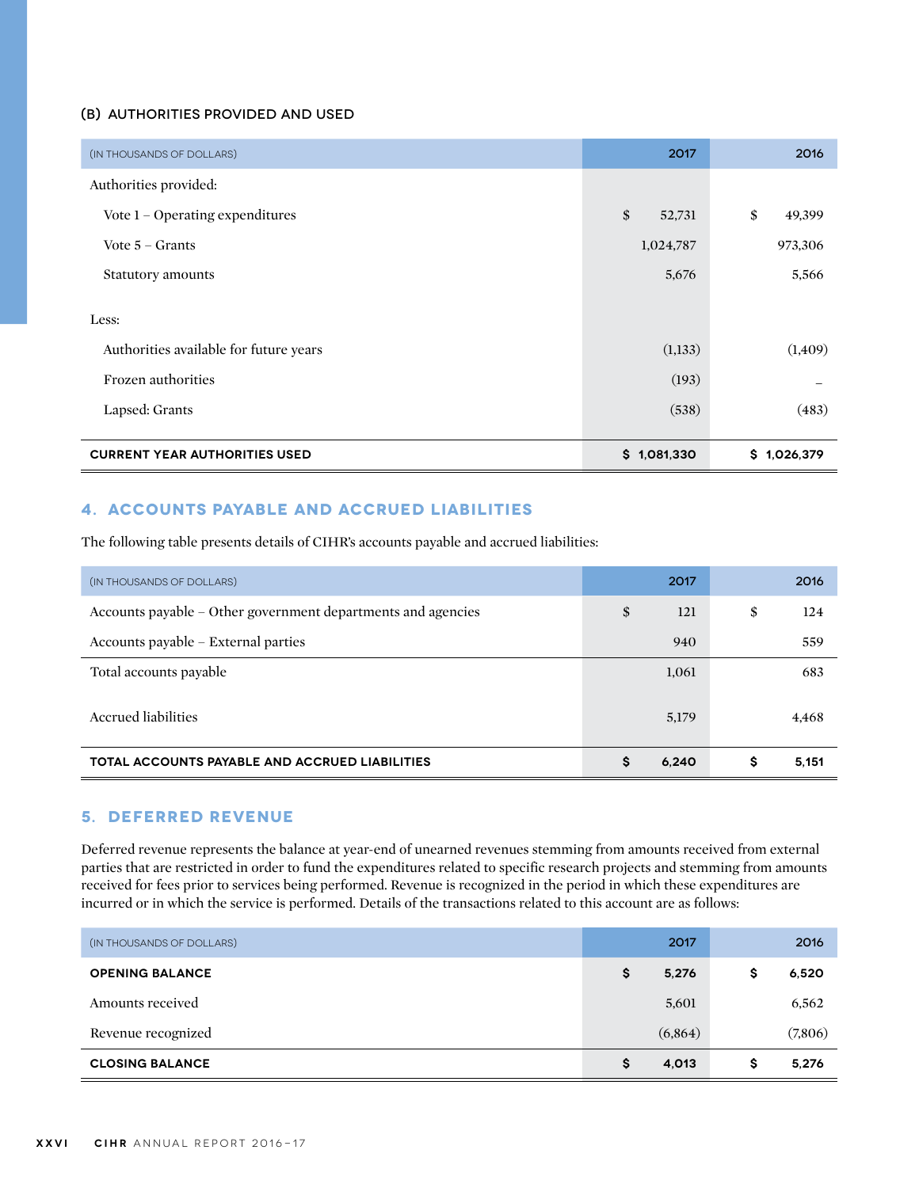### (B) AUTHORITIES PROVIDED AND USED

| (IN THOUSANDS OF DOLLARS) | 2017 | 2016 |
|---|---|---|
| Authorities provided: | | |
| Vote 1 – Operating expenditures | $ 52,731 | $ 49,399 |
| Vote 5 – Grants | 1,024,787 | 973,306 |
| Statutory amounts | 5,676 | 5,566 |
| Less: | | |
| Authorities available for future years | (1,133) | (1,409) |
| Frozen authorities | (193) | – |
| Lapsed: Grants | (538) | (483) |
| **CURRENT YEAR AUTHORITIES USED** | **$ 1,081,330** | **$ 1,026,379** |

## 4. ACCOUNTS PAYABLE AND ACCRUED LIABILITIES

The following table presents details of CIHR's accounts payable and accrued liabilities:

| (IN THOUSANDS OF DOLLARS) | 2017 | 2016 |
|---|---|---|
| Accounts payable – Other government departments and agencies | $ 121 | $ 124 |
| Accounts payable – External parties | 940 | 559 |
| Total accounts payable | 1,061 | 683 |
| Accrued liabilities | 5,179 | 4,468 |
| **TOTAL ACCOUNTS PAYABLE AND ACCRUED LIABILITIES** | **$ 6,240** | **$ 5,151** |

## 5. DEFERRED REVENUE

Deferred revenue represents the balance at year-end of unearned revenues stemming from amounts received from external parties that are restricted in order to fund the expenditures related to specific research projects and stemming from amounts received for fees prior to services being performed. Revenue is recognized in the period in which these expenditures are incurred or in which the service is performed. Details of the transactions related to this account are as follows:

| (IN THOUSANDS OF DOLLARS) | 2017 | 2016 |
|---|---|---|
| **OPENING BALANCE** | **$ 5,276** | **$ 6,520** |
| Amounts received | 5,601 | 6,562 |
| Revenue recognized | (6,864) | (7,806) |
| **CLOSING BALANCE** | **$ 4,013** | **$ 5,276** |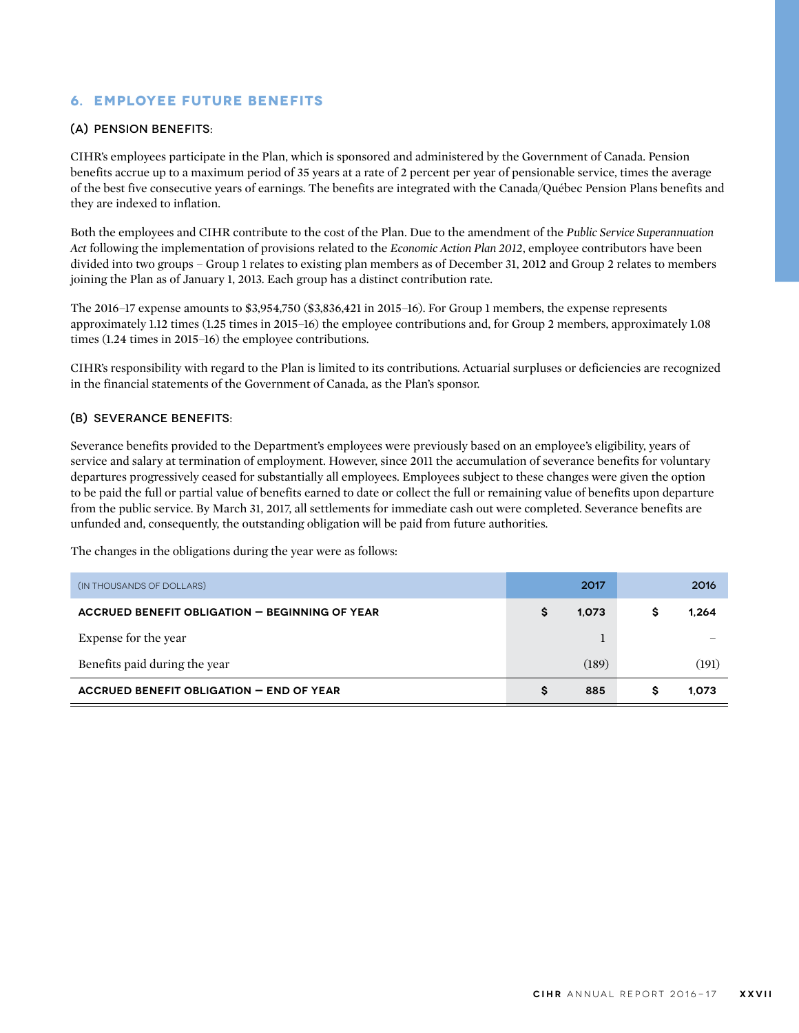## 6. EMPLOYEE FUTURE BENEFITS

### (A) PENSION BENEFITS:

CIHR's employees participate in the Plan, which is sponsored and administered by the Government of Canada. Pension benefits accrue up to a maximum period of 35 years at a rate of 2 percent per year of pensionable service, times the average of the best five consecutive years of earnings. The benefits are integrated with the Canada/Québec Pension Plans benefits and they are indexed to inflation.

Both the employees and CIHR contribute to the cost of the Plan. Due to the amendment of the *Public Service Superannuation Act* following the implementation of provisions related to the *Economic Action Plan 2012*, employee contributors have been divided into two groups – Group 1 relates to existing plan members as of December 31, 2012 and Group 2 relates to members joining the Plan as of January 1, 2013. Each group has a distinct contribution rate.

The 2016–17 expense amounts to $3,954,750 ($3,836,421 in 2015–16). For Group 1 members, the expense represents approximately 1.12 times (1.25 times in 2015–16) the employee contributions and, for Group 2 members, approximately 1.08 times (1.24 times in 2015–16) the employee contributions.

CIHR's responsibility with regard to the Plan is limited to its contributions. Actuarial surpluses or deficiencies are recognized in the financial statements of the Government of Canada, as the Plan's sponsor.

### (B) SEVERANCE BENEFITS:

Severance benefits provided to the Department's employees were previously based on an employee's eligibility, years of service and salary at termination of employment. However, since 2011 the accumulation of severance benefits for voluntary departures progressively ceased for substantially all employees. Employees subject to these changes were given the option to be paid the full or partial value of benefits earned to date or collect the full or remaining value of benefits upon departure from the public service. By March 31, 2017, all settlements for immediate cash out were completed. Severance benefits are unfunded and, consequently, the outstanding obligation will be paid from future authorities.

The changes in the obligations during the year were as follows:

| (IN THOUSANDS OF DOLLARS) | 2017 | 2016 |
|---|---|---|
| **ACCRUED BENEFIT OBLIGATION — BEGINNING OF YEAR** | **$ 1,073** | **$ 1,264** |
| Expense for the year | 1 | – |
| Benefits paid during the year | (189) | (191) |
| **ACCRUED BENEFIT OBLIGATION — END OF YEAR** | **$ 885** | **$ 1,073** |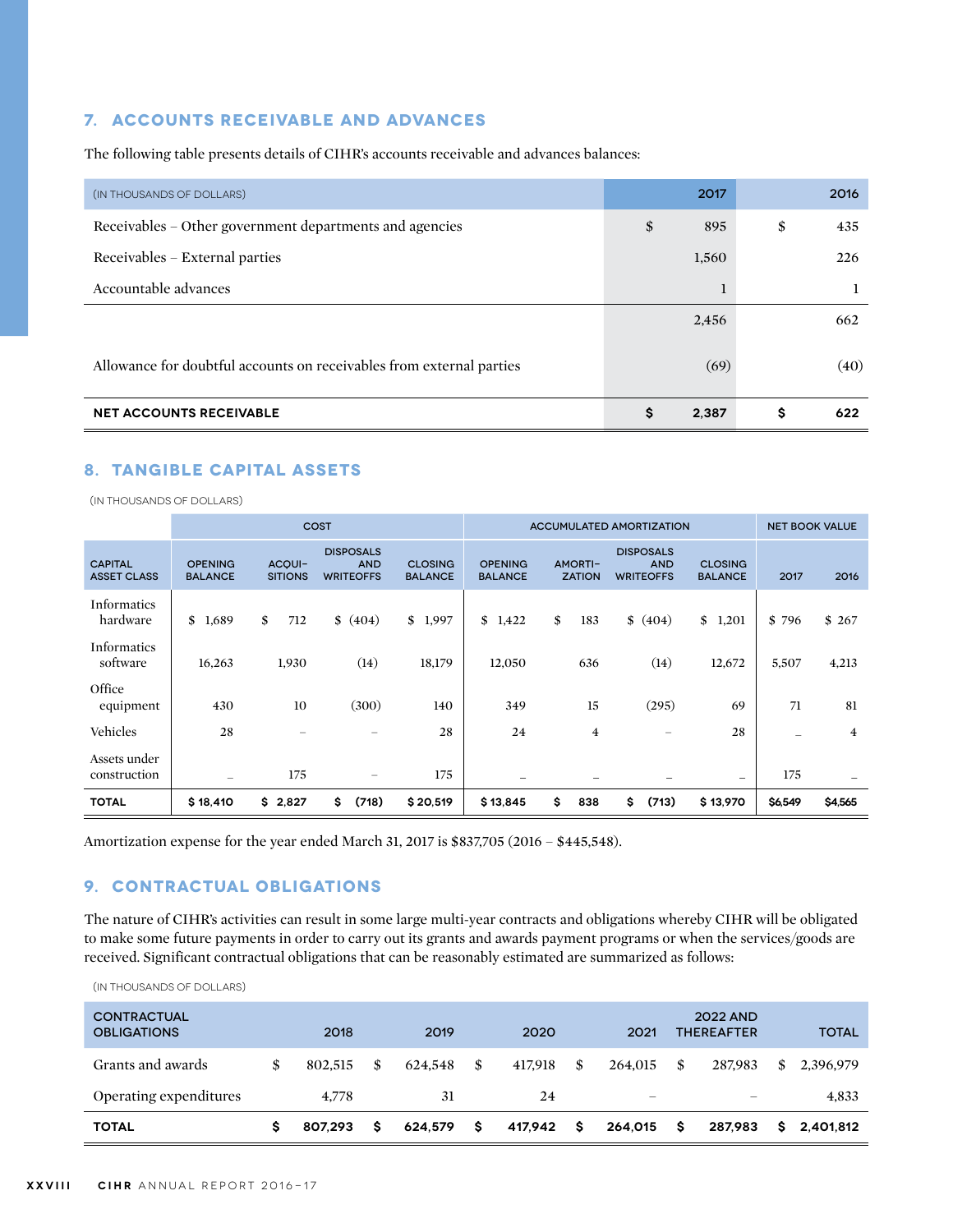## 7. ACCOUNTS RECEIVABLE AND ADVANCES

The following table presents details of CIHR's accounts receivable and advances balances:

| (IN THOUSANDS OF DOLLARS) | 2017 | 2016 |
|---|---|---|
| Receivables – Other government departments and agencies | $ 895 | $ 435 |
| Receivables – External parties | 1,560 | 226 |
| Accountable advances | 1 | 1 |
| | 2,456 | 662 |
| Allowance for doubtful accounts on receivables from external parties | (69) | (40) |
| **NET ACCOUNTS RECEIVABLE** | **$ 2,387** | **$ 622** |

## 8. TANGIBLE CAPITAL ASSETS

(IN THOUSANDS OF DOLLARS)

| | COST | | | | ACCUMULATED AMORTIZATION | | | | NET BOOK VALUE | |
|---|---|---|---|---|---|---|---|---|---|---|
| CAPITAL ASSET CLASS | OPENING BALANCE | ACQUISITIONS | DISPOSALS AND WRITEOFFS | CLOSING BALANCE | OPENING BALANCE | AMORTIZATION | DISPOSALS AND WRITEOFFS | CLOSING BALANCE | 2017 | 2016 |
| Informatics hardware | $ 1,689 | $ 712 | $ (404) | $ 1,997 | $ 1,422 | $ 183 | $ (404) | $ 1,201 | $ 796 | $ 267 |
| Informatics software | 16,263 | 1,930 | (14) | 18,179 | 12,050 | 636 | (14) | 12,672 | 5,507 | 4,213 |
| Office equipment | 430 | 10 | (300) | 140 | 349 | 15 | (295) | 69 | 71 | 81 |
| Vehicles | 28 | – | – | 28 | 24 | 4 | – | 28 | – | 4 |
| Assets under construction | – | 175 | – | 175 | – | – | – | – | 175 | – |
| **TOTAL** | **$ 18,410** | **$ 2,827** | **$ (718)** | **$ 20,519** | **$ 13,845** | **$ 838** | **$ (713)** | **$ 13,970** | **$6,549** | **$4,565** |

Amortization expense for the year ended March 31, 2017 is $837,705 (2016 – $445,548).

## 9. CONTRACTUAL OBLIGATIONS

The nature of CIHR's activities can result in some large multi-year contracts and obligations whereby CIHR will be obligated to make some future payments in order to carry out its grants and awards payment programs or when the services/goods are received. Significant contractual obligations that can be reasonably estimated are summarized as follows:

(IN THOUSANDS OF DOLLARS)

| CONTRACTUAL OBLIGATIONS | 2018 | 2019 | 2020 | 2021 | 2022 AND THEREAFTER | TOTAL |
|---|---|---|---|---|---|---|
| Grants and awards | $ 802,515 | $ 624,548 | $ 417,918 | $ 264,015 | $ 287,983 | $ 2,396,979 |
| Operating expenditures | 4,778 | 31 | 24 | – | – | 4,833 |
| **TOTAL** | **$ 807,293** | **$ 624,579** | **$ 417,942** | **$ 264,015** | **$ 287,983** | **$ 2,401,812** |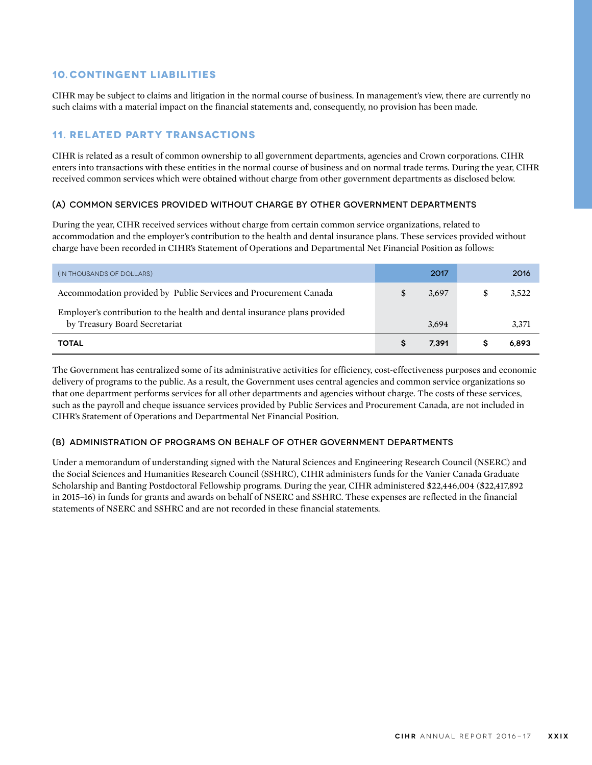## 10. CONTINGENT LIABILITIES

CIHR may be subject to claims and litigation in the normal course of business. In management's view, there are currently no such claims with a material impact on the financial statements and, consequently, no provision has been made.

## 11. RELATED PARTY TRANSACTIONS

CIHR is related as a result of common ownership to all government departments, agencies and Crown corporations. CIHR enters into transactions with these entities in the normal course of business and on normal trade terms. During the year, CIHR received common services which were obtained without charge from other government departments as disclosed below.

### (A) COMMON SERVICES PROVIDED WITHOUT CHARGE BY OTHER GOVERNMENT DEPARTMENTS

During the year, CIHR received services without charge from certain common service organizations, related to accommodation and the employer's contribution to the health and dental insurance plans. These services provided without charge have been recorded in CIHR's Statement of Operations and Departmental Net Financial Position as follows:

| (IN THOUSANDS OF DOLLARS) | 2017 | 2016 |
|---|---|---|
| Accommodation provided by Public Services and Procurement Canada | $ 3,697 | $ 3,522 |
| Employer's contribution to the health and dental insurance plans provided by Treasury Board Secretariat | 3,694 | 3,371 |
| **TOTAL** | **$ 7,391** | **$ 6,893** |

The Government has centralized some of its administrative activities for efficiency, cost-effectiveness purposes and economic delivery of programs to the public. As a result, the Government uses central agencies and common service organizations so that one department performs services for all other departments and agencies without charge. The costs of these services, such as the payroll and cheque issuance services provided by Public Services and Procurement Canada, are not included in CIHR's Statement of Operations and Departmental Net Financial Position.

### (B) ADMINISTRATION OF PROGRAMS ON BEHALF OF OTHER GOVERNMENT DEPARTMENTS

Under a memorandum of understanding signed with the Natural Sciences and Engineering Research Council (NSERC) and the Social Sciences and Humanities Research Council (SSHRC), CIHR administers funds for the Vanier Canada Graduate Scholarship and Banting Postdoctoral Fellowship programs. During the year, CIHR administered $22,446,004 ($22,417,892 in 2015–16) in funds for grants and awards on behalf of NSERC and SSHRC. These expenses are reflected in the financial statements of NSERC and SSHRC and are not recorded in these financial statements.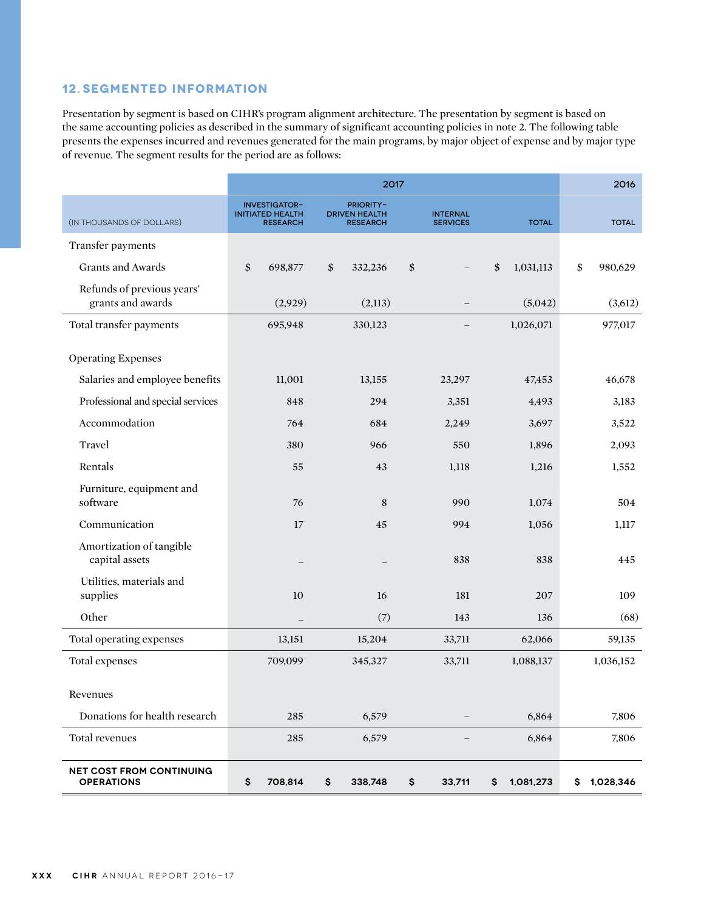## 12. SEGMENTED INFORMATION

Presentation by segment is based on CIHR's program alignment architecture. The presentation by segment is based on the same accounting policies as described in the summary of significant accounting policies in note 2. The following table presents the expenses incurred and revenues generated for the main programs, by major object of expense and by major type of revenue. The segment results for the period are as follows:

| | 2017 | | | | 2016 |
|---|---|---|---|---|---|
| (IN THOUSANDS OF DOLLARS) | INVESTIGATOR-INITIATED HEALTH RESEARCH | PRIORITY-DRIVEN HEALTH RESEARCH | INTERNAL SERVICES | TOTAL | TOTAL |
| Transfer payments | | | | | |
| Grants and Awards | $ 698,877 | $ 332,236 | $ – | $ 1,031,113 | $ 980,629 |
| Refunds of previous years' grants and awards | (2,929) | (2,113) | – | (5,042) | (3,612) |
| Total transfer payments | 695,948 | 330,123 | – | 1,026,071 | 977,017 |
| Operating Expenses | | | | | |
| Salaries and employee benefits | 11,001 | 13,155 | 23,297 | 47,453 | 46,678 |
| Professional and special services | 848 | 294 | 3,351 | 4,493 | 3,183 |
| Accommodation | 764 | 684 | 2,249 | 3,697 | 3,522 |
| Travel | 380 | 966 | 550 | 1,896 | 2,093 |
| Rentals | 55 | 43 | 1,118 | 1,216 | 1,552 |
| Furniture, equipment and software | 76 | 8 | 990 | 1,074 | 504 |
| Communication | 17 | 45 | 994 | 1,056 | 1,117 |
| Amortization of tangible capital assets | – | – | 838 | 838 | 445 |
| Utilities, materials and supplies | 10 | 16 | 181 | 207 | 109 |
| Other | – | (7) | 143 | 136 | (68) |
| Total operating expenses | 13,151 | 15,204 | 33,711 | 62,066 | 59,135 |
| Total expenses | 709,099 | 345,327 | 33,711 | 1,088,137 | 1,036,152 |
| Revenues | | | | | |
| Donations for health research | 285 | 6,579 | – | 6,864 | 7,806 |
| Total revenues | 285 | 6,579 | – | 6,864 | 7,806 |
| **NET COST FROM CONTINUING OPERATIONS** | **$ 708,814** | **$ 338,748** | **$ 33,711** | **$ 1,081,273** | **$ 1,028,346** |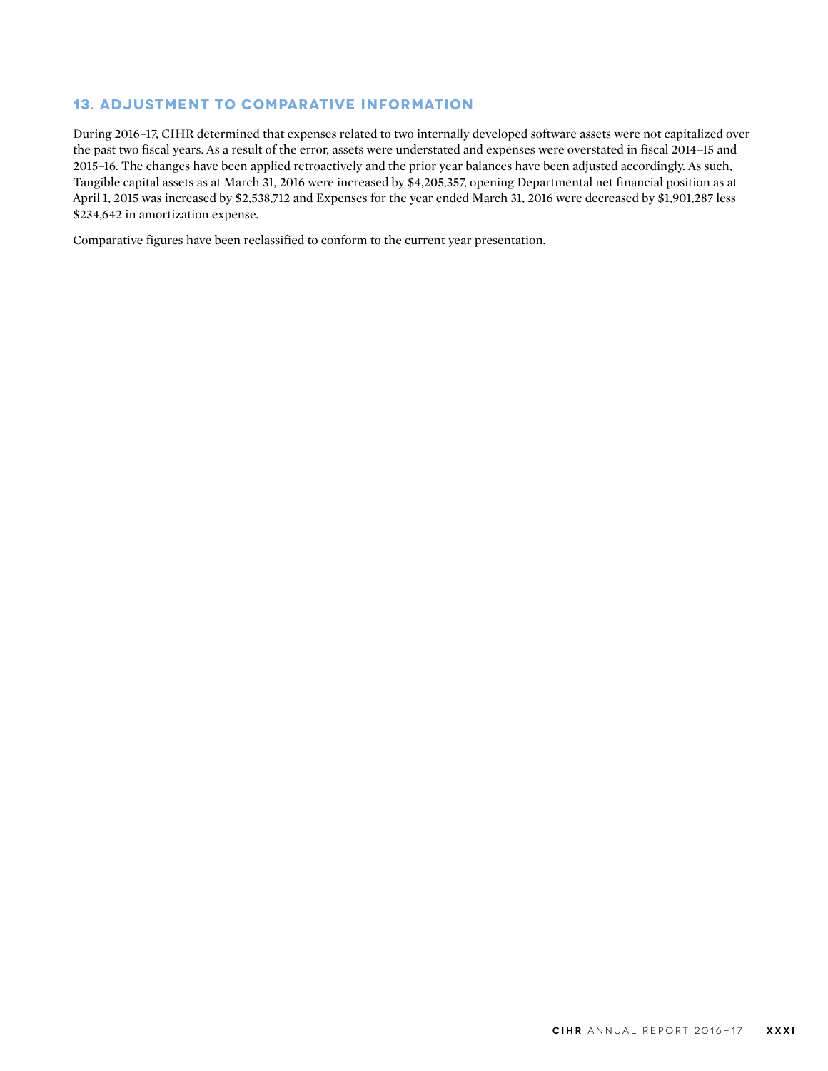## 13. ADJUSTMENT TO COMPARATIVE INFORMATION

During 2016–17, CIHR determined that expenses related to two internally developed software assets were not capitalized over the past two fiscal years. As a result of the error, assets were understated and expenses were overstated in fiscal 2014–15 and 2015–16. The changes have been applied retroactively and the prior year balances have been adjusted accordingly. As such, Tangible capital assets as at March 31, 2016 were increased by $4,205,357, opening Departmental net financial position as at April 1, 2015 was increased by $2,538,712 and Expenses for the year ended March 31, 2016 were decreased by $1,901,287 less $234,642 in amortization expense.

Comparative figures have been reclassified to conform to the current year presentation.